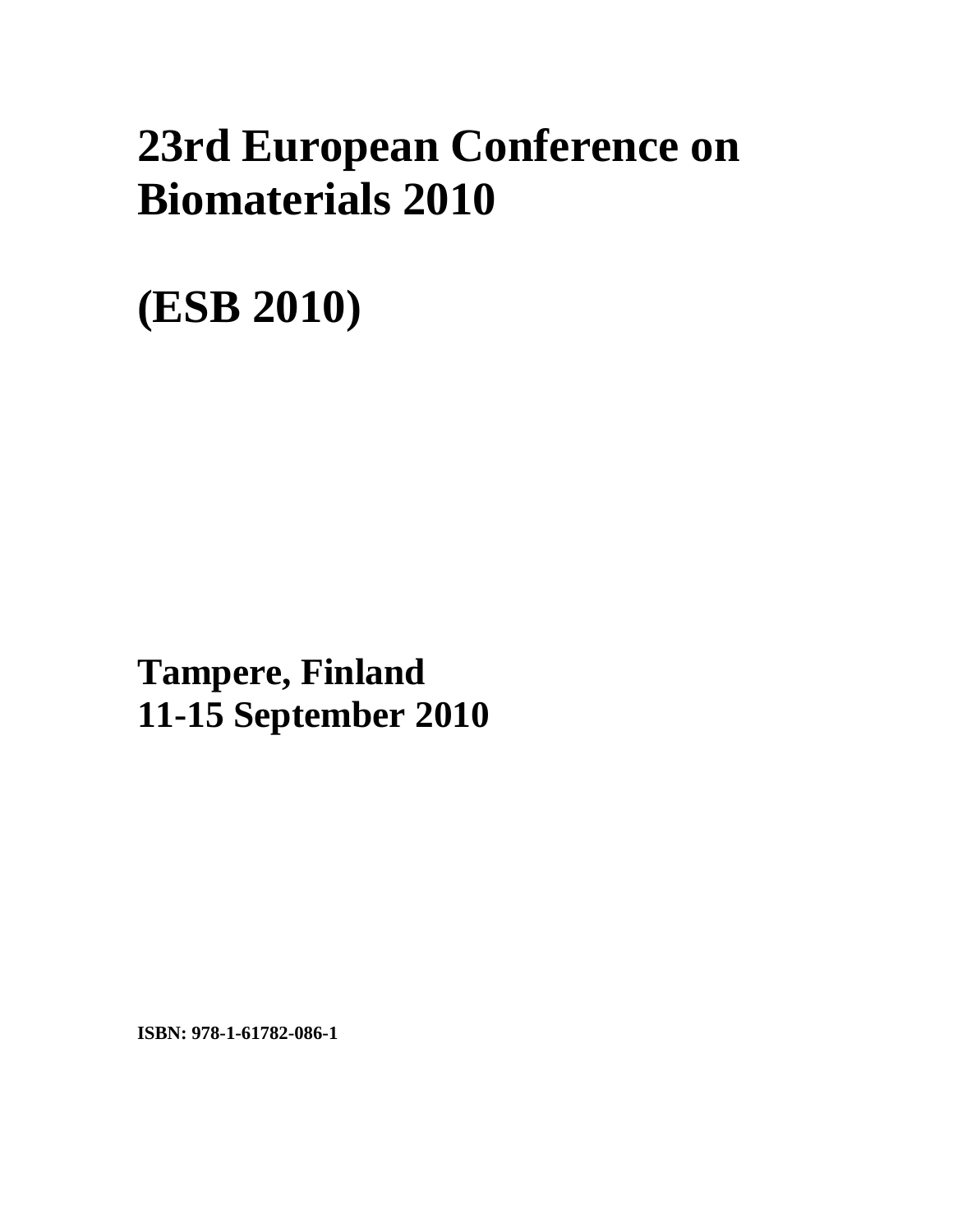# 23rd European Conference on Biomaterials 2010

# (ESB 2010)

**Tampere, Finland**
**11-15 September 2010**

**ISBN: 978-1-61782-086-1**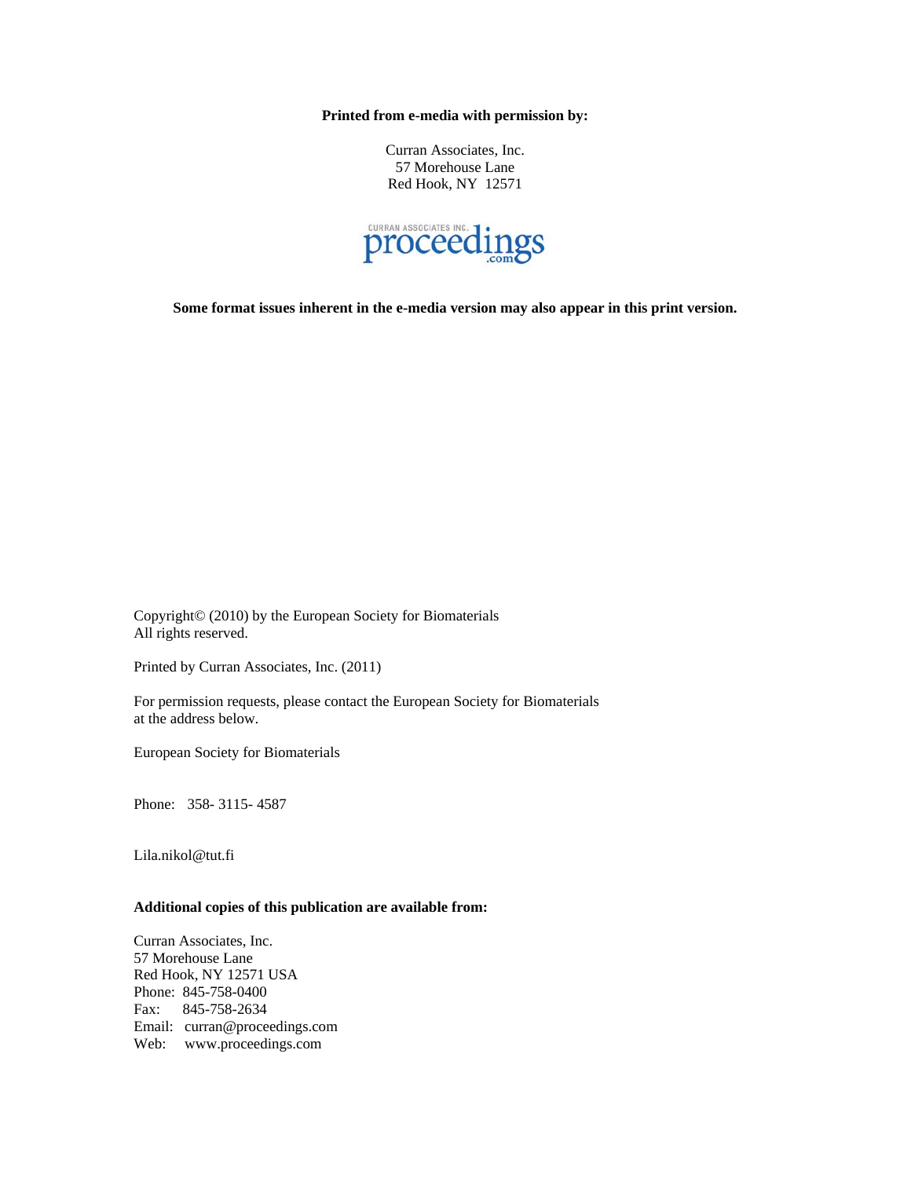**Printed from e-media with permission by:**

Curran Associates, Inc.
57 Morehouse Lane
Red Hook, NY 12571

CURRAN ASSOCIATES INC. proceedings.com

**Some format issues inherent in the e-media version may also appear in this print version.**

Copyright© (2010) by the European Society for Biomaterials
All rights reserved.

Printed by Curran Associates, Inc. (2011)

For permission requests, please contact the European Society for Biomaterials
at the address below.

European Society for Biomaterials

Phone: 358- 3115- 4587

Lila.nikol@tut.fi

**Additional copies of this publication are available from:**

Curran Associates, Inc.
57 Morehouse Lane
Red Hook, NY 12571 USA
Phone: 845-758-0400
Fax: 845-758-2634
Email: curran@proceedings.com
Web: www.proceedings.com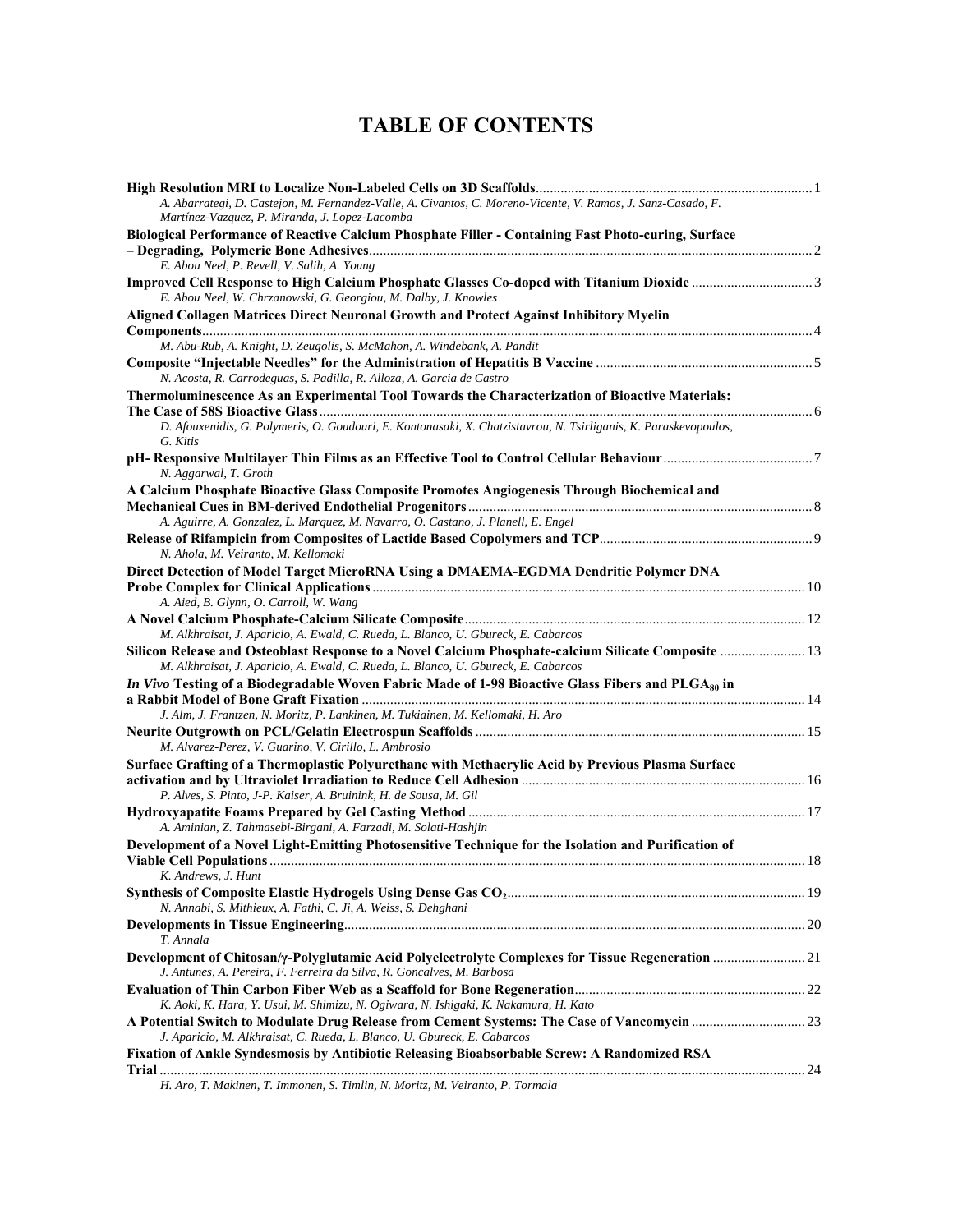# TABLE OF CONTENTS

**High Resolution MRI to Localize Non-Labeled Cells on 3D Scaffolds** ........ 1
*A. Abarrategi, D. Castejon, M. Fernandez-Valle, A. Civantos, C. Moreno-Vicente, V. Ramos, J. Sanz-Casado, F. Martínez-Vazquez, P. Miranda, J. Lopez-Lacomba*

**Biological Performance of Reactive Calcium Phosphate Filler - Containing Fast Photo-curing, Surface – Degrading, Polymeric Bone Adhesives** ........ 2
*E. Abou Neel, P. Revell, V. Salih, A. Young*

**Improved Cell Response to High Calcium Phosphate Glasses Co-doped with Titanium Dioxide** ........ 3
*E. Abou Neel, W. Chrzanowski, G. Georgiou, M. Dalby, J. Knowles*

**Aligned Collagen Matrices Direct Neuronal Growth and Protect Against Inhibitory Myelin Components** ........ 4
*M. Abu-Rub, A. Knight, D. Zeugolis, S. McMahon, A. Windebank, A. Pandit*

**Composite "Injectable Needles" for the Administration of Hepatitis B Vaccine** ........ 5
*N. Acosta, R. Carrodeguas, S. Padilla, R. Alloza, A. Garcia de Castro*

**Thermoluminescence As an Experimental Tool Towards the Characterization of Bioactive Materials: The Case of 58S Bioactive Glass** ........ 6
*D. Afouxenidis, G. Polymeris, O. Goudouri, E. Kontonasaki, X. Chatzistavrou, N. Tsirliganis, K. Paraskevopoulos, G. Kitis*

**pH- Responsive Multilayer Thin Films as an Effective Tool to Control Cellular Behaviour** ........ 7
*N. Aggarwal, T. Groth*

**A Calcium Phosphate Bioactive Glass Composite Promotes Angiogenesis Through Biochemical and Mechanical Cues in BM-derived Endothelial Progenitors** ........ 8
*A. Aguirre, A. Gonzalez, L. Marquez, M. Navarro, O. Castano, J. Planell, E. Engel*

**Release of Rifampicin from Composites of Lactide Based Copolymers and TCP** ........ 9
*N. Ahola, M. Veiranto, M. Kellomaki*

**Direct Detection of Model Target MicroRNA Using a DMAEMA-EGDMA Dendritic Polymer DNA Probe Complex for Clinical Applications** ........ 10
*A. Aied, B. Glynn, O. Carroll, W. Wang*

**A Novel Calcium Phosphate-Calcium Silicate Composite** ........ 12
*M. Alkhraisat, J. Aparicio, A. Ewald, C. Rueda, L. Blanco, U. Gbureck, E. Cabarcos*

**Silicon Release and Osteoblast Response to a Novel Calcium Phosphate-calcium Silicate Composite** ........ 13
*M. Alkhraisat, J. Aparicio, A. Ewald, C. Rueda, L. Blanco, U. Gbureck, E. Cabarcos*

***In Vivo* Testing of a Biodegradable Woven Fabric Made of 1-98 Bioactive Glass Fibers and $PLGA_{80}$ in a Rabbit Model of Bone Graft Fixation** ........ 14
*J. Alm, J. Frantzen, N. Moritz, P. Lankinen, M. Tukiainen, M. Kellomaki, H. Aro*

**Neurite Outgrowth on PCL/Gelatin Electrospun Scaffolds** ........ 15
*M. Alvarez-Perez, V. Guarino, V. Cirillo, L. Ambrosio*

**Surface Grafting of a Thermoplastic Polyurethane with Methacrylic Acid by Previous Plasma Surface activation and by Ultraviolet Irradiation to Reduce Cell Adhesion** ........ 16
*P. Alves, S. Pinto, J-P. Kaiser, A. Bruinink, H. de Sousa, M. Gil*

**Hydroxyapatite Foams Prepared by Gel Casting Method** ........ 17
*A. Aminian, Z. Tahmasebi-Birgani, A. Farzadi, M. Solati-Hashjin*

**Development of a Novel Light-Emitting Photosensitive Technique for the Isolation and Purification of Viable Cell Populations** ........ 18
*K. Andrews, J. Hunt*

**Synthesis of Composite Elastic Hydrogels Using Dense Gas $CO_2$** ........ 19
*N. Annabi, S. Mithieux, A. Fathi, C. Ji, A. Weiss, S. Dehghani*

**Developments in Tissue Engineering** ........ 20
*T. Annala*

**Development of Chitosan/γ-Polyglutamic Acid Polyelectrolyte Complexes for Tissue Regeneration** ........ 21
*J. Antunes, A. Pereira, F. Ferreira da Silva, R. Goncalves, M. Barbosa*

**Evaluation of Thin Carbon Fiber Web as a Scaffold for Bone Regeneration** ........ 22
*K. Aoki, K. Hara, Y. Usui, M. Shimizu, N. Ogiwara, N. Ishigaki, K. Nakamura, H. Kato*

**A Potential Switch to Modulate Drug Release from Cement Systems: The Case of Vancomycin** ........ 23
*J. Aparicio, M. Alkhraisat, C. Rueda, L. Blanco, U. Gbureck, E. Cabarcos*

**Fixation of Ankle Syndesmosis by Antibiotic Releasing Bioabsorbable Screw: A Randomized RSA Trial** ........ 24
*H. Aro, T. Makinen, T. Immonen, S. Timlin, N. Moritz, M. Veiranto, P. Tormala*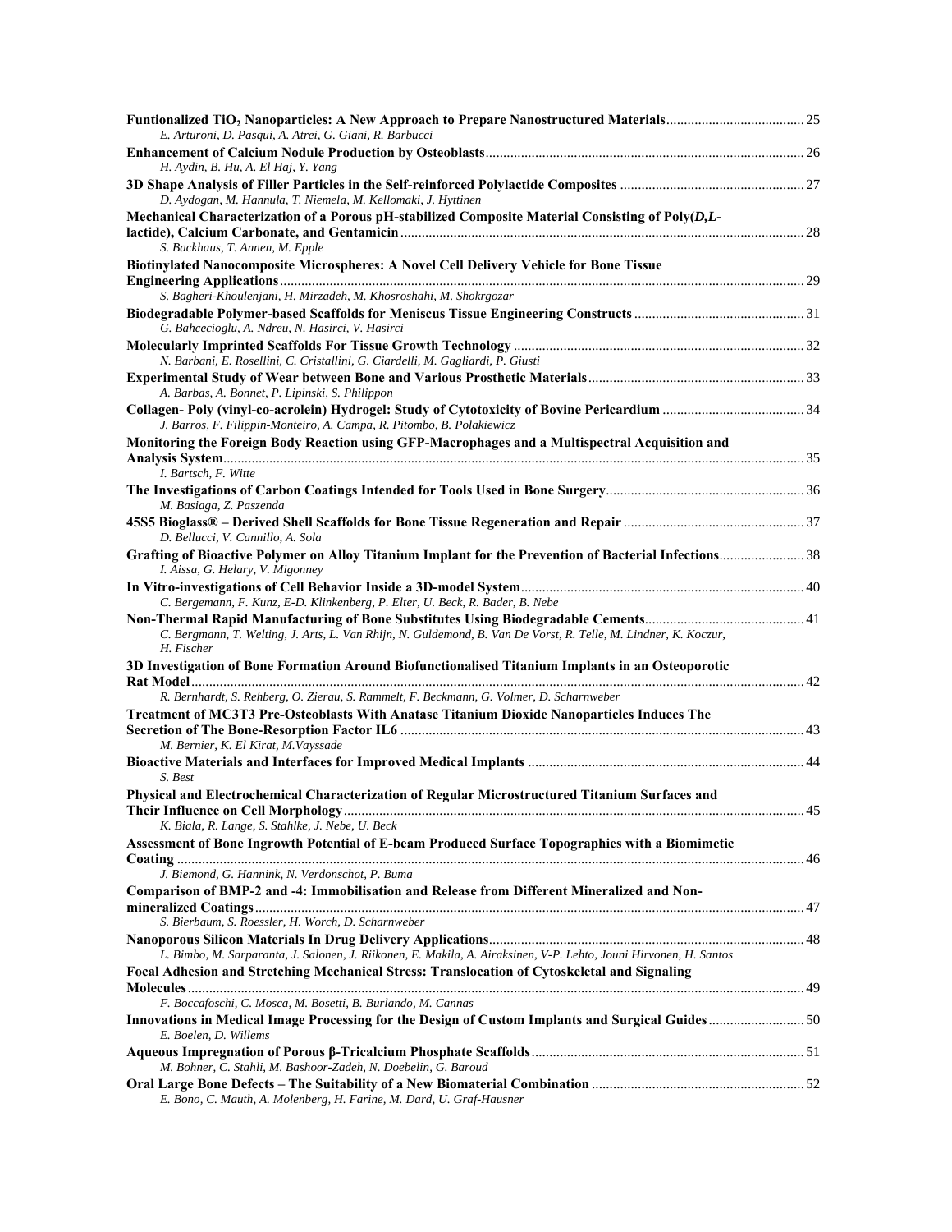**Funtionalized $TiO_2$ Nanoparticles: A New Approach to Prepare Nanostructured Materials** ....................................... 25
*E. Arturoni, D. Pasqui, A. Atrei, G. Giani, R. Barbucci*

**Enhancement of Calcium Nodule Production by Osteoblasts** ......................................................................................... 26
*H. Aydin, B. Hu, A. El Haj, Y. Yang*

**3D Shape Analysis of Filler Particles in the Self-reinforced Polylactide Composites** ................................................... 27
*D. Aydogan, M. Hannula, T. Niemela, M. Kellomaki, J. Hyttinen*

**Mechanical Characterization of a Porous pH-stabilized Composite Material Consisting of Poly(*D,L*-lactide), Calcium Carbonate, and Gentamicin** ................................................................................................................ 28
*S. Backhaus, T. Annen, M. Epple*

**Biotinylated Nanocomposite Microspheres: A Novel Cell Delivery Vehicle for Bone Tissue Engineering Applications** .................................................................................................................................................. 29
*S. Bagheri-Khoulenjani, H. Mirzadeh, M. Khosroshahi, M. Shokrgozar*

**Biodegradable Polymer-based Scaffolds for Meniscus Tissue Engineering Constructs** ............................................... 31
*G. Bahcecioglu, A. Ndreu, N. Hasirci, V. Hasirci*

**Molecularly Imprinted Scaffolds For Tissue Growth Technology** ................................................................................. 32
*N. Barbani, E. Rosellini, C. Cristallini, G. Ciardelli, M. Gagliardi, P. Giusti*

**Experimental Study of Wear between Bone and Various Prosthetic Materials** ............................................................ 33
*A. Barbas, A. Bonnet, P. Lipinski, S. Philippon*

**Collagen- Poly (vinyl-co-acrolein) Hydrogel: Study of Cytotoxicity of Bovine Pericardium** ....................................... 34
*J. Barros, F. Filippin-Monteiro, A. Campa, R. Pitombo, B. Polakiewicz*

**Monitoring the Foreign Body Reaction using GFP-Macrophages and a Multispectral Acquisition and Analysis System** .................................................................................................................................................. 35
*I. Bartsch, F. Witte*

**The Investigations of Carbon Coatings Intended for Tools Used in Bone Surgery** ....................................................... 36
*M. Basiaga, Z. Paszenda*

**45S5 Bioglass® – Derived Shell Scaffolds for Bone Tissue Regeneration and Repair** .................................................. 37
*D. Bellucci, V. Cannillo, A. Sola*

**Grafting of Bioactive Polymer on Alloy Titanium Implant for the Prevention of Bacterial Infections** ........................ 38
*I. Aissa, G. Helary, V. Migonney*

**In Vitro-investigations of Cell Behavior Inside a 3D-model System** .............................................................................. 40
*C. Bergemann, F. Kunz, E-D. Klinkenberg, P. Elter, U. Beck, R. Bader, B. Nebe*

**Non-Thermal Rapid Manufacturing of Bone Substitutes Using Biodegradable Cements** ............................................ 41
*C. Bergmann, T. Welting, J. Arts, L. Van Rhijn, N. Guldemond, B. Van De Vorst, R. Telle, M. Lindner, K. Koczur, H. Fischer*

**3D Investigation of Bone Formation Around Biofunctionalised Titanium Implants in an Osteoporotic Rat Model** ....................................................................................................................................................... 42
*R. Bernhardt, S. Rehberg, O. Zierau, S. Rammelt, F. Beckmann, G. Volmer, D. Scharnweber*

**Treatment of MC3T3 Pre-Osteoblasts With Anatase Titanium Dioxide Nanoparticles Induces The Secretion of The Bone-Resorption Factor IL6** ................................................................................................................ 43
*M. Bernier, K. El Kirat, M.Vayssade*

**Bioactive Materials and Interfaces for Improved Medical Implants** ............................................................................. 44
*S. Best*

**Physical and Electrochemical Characterization of Regular Microstructured Titanium Surfaces and Their Influence on Cell Morphology** ................................................................................................................................ 45
*K. Biala, R. Lange, S. Stahlke, J. Nebe, U. Beck*

**Assessment of Bone Ingrowth Potential of E-beam Produced Surface Topographies with a Biomimetic Coating** ............................................................................................................................................................. 46
*J. Biemond, G. Hannink, N. Verdonschot, P. Buma*

**Comparison of BMP-2 and -4: Immobilisation and Release from Different Mineralized and Non-mineralized Coatings** ......................................................................................................................................... 47
*S. Bierbaum, S. Roessler, H. Worch, D. Scharnweber*

**Nanoporous Silicon Materials In Drug Delivery Applications** ........................................................................................ 48
*L. Bimbo, M. Sarparanta, J. Salonen, J. Riikonen, E. Makila, A. Airaksinen, V-P. Lehto, Jouni Hirvonen, H. Santos*

**Focal Adhesion and Stretching Mechanical Stress: Translocation of Cytoskeletal and Signaling Molecules** ......................................................................................................................................................... 49
*F. Boccafoschi, C. Mosca, M. Bosetti, B. Burlando, M. Cannas*

**Innovations in Medical Image Processing for the Design of Custom Implants and Surgical Guides** ........................... 50
*E. Boelen, D. Willems*

**Aqueous Impregnation of Porous β-Tricalcium Phosphate Scaffolds** ............................................................................ 51
*M. Bohner, C. Stahli, M. Bashoor-Zadeh, N. Doebelin, G. Baroud*

**Oral Large Bone Defects – The Suitability of a New Biomaterial Combination** ........................................................... 52
*E. Bono, C. Mauth, A. Molenberg, H. Farine, M. Dard, U. Graf-Hausner*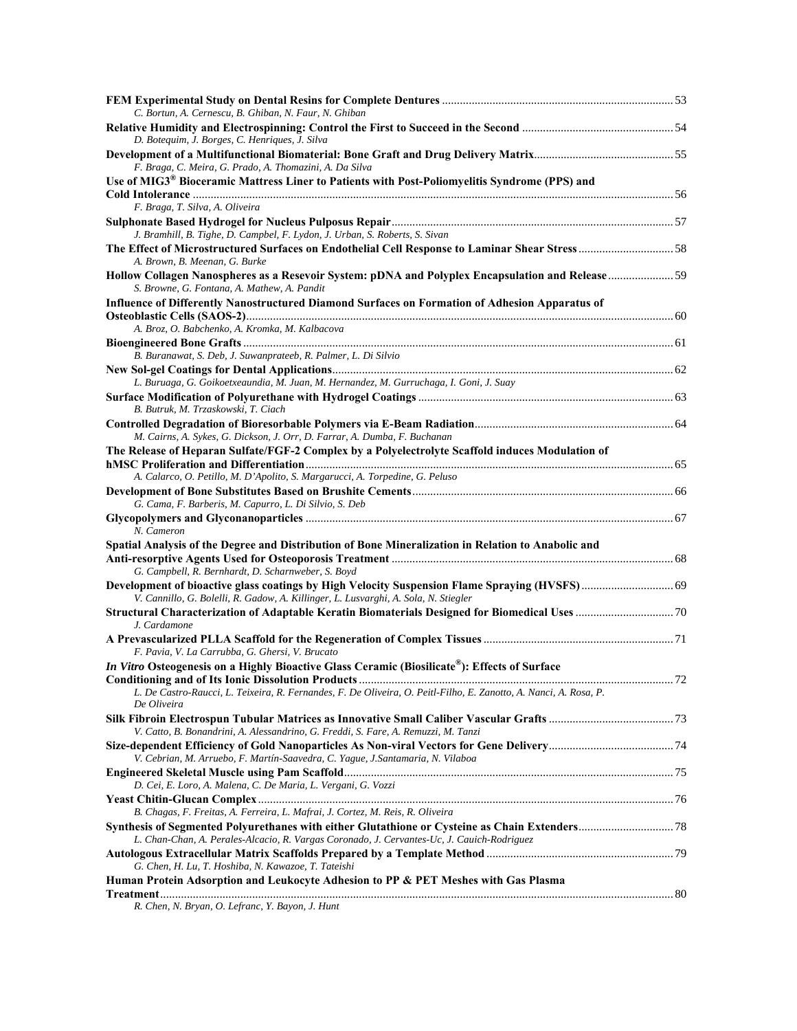**FEM Experimental Study on Dental Resins for Complete Dentures** ............................................................................ 53
*C. Bortun, A. Cernescu, B. Ghiban, N. Faur, N. Ghiban*

**Relative Humidity and Electrospinning: Control the First to Succeed in the Second** .................................................. 54
*D. Botequim, J. Borges, C. Henriques, J. Silva*

**Development of a Multifunctional Biomaterial: Bone Graft and Drug Delivery Matrix** ............................................... 55
*F. Braga, C. Meira, G. Prado, A. Thomazini, A. Da Silva*

**Use of MIG3® Bioceramic Mattress Liner to Patients with Post-Poliomyelitis Syndrome (PPS) and Cold Intolerance** ............................................................................................................................................. 56
*F. Braga, T. Silva, A. Oliveira*

**Sulphonate Based Hydrogel for Nucleus Pulposus Repair** ............................................................................................. 57
*J. Bramhill, B. Tighe, D. Campbel, F. Lydon, J. Urban, S. Roberts, S. Sivan*

**The Effect of Microstructured Surfaces on Endothelial Cell Response to Laminar Shear Stress** ............................... 58
*A. Brown, B. Meenan, G. Burke*

**Hollow Collagen Nanospheres as a Resevoir System: pDNA and Polyplex Encapsulation and Release** ..................... 59
*S. Browne, G. Fontana, A. Mathew, A. Pandit*

**Influence of Differently Nanostructured Diamond Surfaces on Formation of Adhesion Apparatus of Osteoblastic Cells (SAOS-2)** ............................................................................................................................................. 60
*A. Broz, O. Babchenko, A. Kromka, M. Kalbacova*

**Bioengineered Bone Grafts** .............................................................................................................................................. 61
*B. Buranawat, S. Deb, J. Suwanprateeb, R. Palmer, L. Di Silvio*

**New Sol-gel Coatings for Dental Applications** ................................................................................................................. 62
*L. Buruaga, G. Goikoetxeaundia, M. Juan, M. Hernandez, M. Gurruchaga, I. Goni, J. Suay*

**Surface Modification of Polyurethane with Hydrogel Coatings** .................................................................................... 63
*B. Butruk, M. Trzaskowski, T. Ciach*

**Controlled Degradation of Bioresorbable Polymers via E-Beam Radiation** ................................................................. 64
*M. Cairns, A. Sykes, G. Dickson, J. Orr, D. Farrar, A. Dumba, F. Buchanan*

**The Release of Heparan Sulfate/FGF-2 Complex by a Polyelectrolyte Scaffold induces Modulation of hMSC Proliferation and Differentiation** ............................................................................................................................ 65
*A. Calarco, O. Petillo, M. D'Apolito, S. Margarucci, A. Torpedine, G. Peluso*

**Development of Bone Substitutes Based on Brushite Cements** ...................................................................................... 66
*G. Cama, F. Barberis, M. Capurro, L. Di Silvio, S. Deb*

**Glycopolymers and Glyconanoparticles** .......................................................................................................................... 67
*N. Cameron*

**Spatial Analysis of the Degree and Distribution of Bone Mineralization in Relation to Anabolic and Anti-resorptive Agents Used for Osteoporosis Treatment** ............................................................................................. 68
*G. Campbell, R. Bernhardt, D. Scharnweber, S. Boyd*

**Development of bioactive glass coatings by High Velocity Suspension Flame Spraying (HVSFS)** .............................. 69
*V. Cannillo, G. Bolelli, R. Gadow, A. Killinger, L. Lusvarghi, A. Sola, N. Stiegler*

**Structural Characterization of Adaptable Keratin Biomaterials Designed for Biomedical Uses** ................................ 70
*J. Cardamone*

**A Prevascularized PLLA Scaffold for the Regeneration of Complex Tissues** ............................................................... 71
*F. Pavia, V. La Carrubba, G. Ghersi, V. Brucato*

***In Vitro* Osteogenesis on a Highly Bioactive Glass Ceramic (Biosilicate®): Effects of Surface Conditioning and of Its Ionic Dissolution Products** ........................................................................................................ 72
*L. De Castro-Raucci, L. Teixeira, R. Fernandes, F. De Oliveira, O. Peitl-Filho, E. Zanotto, A. Nanci, A. Rosa, P. De Oliveira*

**Silk Fibroin Electrospun Tubular Matrices as Innovative Small Caliber Vascular Grafts** .......................................... 73
*V. Catto, B. Bonandrini, A. Alessandrino, G. Freddi, S. Fare, A. Remuzzi, M. Tanzi*

**Size-dependent Efficiency of Gold Nanoparticles As Non-viral Vectors for Gene Delivery** ......................................... 74
*V. Cebrian, M. Arruebo, F. Martín-Saavedra, C. Yague, J.Santamaria, N. Vilaboa*

**Engineered Skeletal Muscle using Pam Scaffold** ............................................................................................................. 75
*D. Cei, E. Loro, A. Malena, C. De Maria, L. Vergani, G. Vozzi*

**Yeast Chitin-Glucan Complex** .......................................................................................................................................... 76
*B. Chagas, F. Freitas, A. Ferreira, L. Mafrai, J. Cortez, M. Reis, R. Oliveira*

**Synthesis of Segmented Polyurethanes with either Glutathione or Cysteine as Chain Extenders** ............................... 78
*L. Chan-Chan, A. Perales-Alcacio, R. Vargas Coronado, J. Cervantes-Uc, J. Cauich-Rodriguez*

**Autologous Extracellular Matrix Scaffolds Prepared by a Template Method** .............................................................. 79
*G. Chen, H. Lu, T. Hoshiba, N. Kawazoe, T. Tateishi*

**Human Protein Adsorption and Leukocyte Adhesion to PP & PET Meshes with Gas Plasma Treatment** ......................................................................................................................................................... 80
*R. Chen, N. Bryan, O. Lefranc, Y. Bayon, J. Hunt*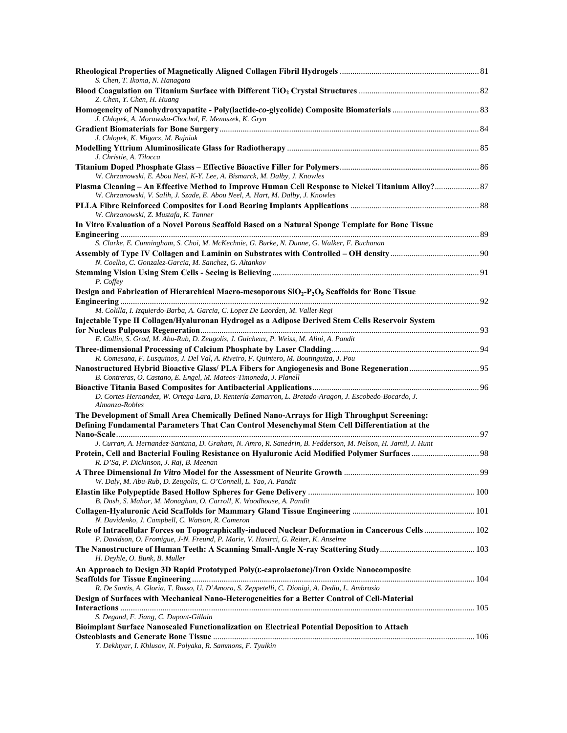**Rheological Properties of Magnetically Aligned Collagen Fibril Hydrogels** ... 81
*S. Chen, T. Ikoma, N. Hanagata*

**Blood Coagulation on Titanium Surface with Different $TiO_2$ Crystal Structures** ... 82
*Z. Chen, Y. Chen, H. Huang*

**Homogeneity of Nanohydroxyapatite - Poly(lactide-*co*-glycolide) Composite Biomaterials** ... 83
*J. Chlopek, A. Morawska-Chochol, E. Menaszek, K. Gryn*

**Gradient Biomaterials for Bone Surgery** ... 84
*J. Chlopek, K. Migacz, M. Bujniak*

**Modelling Yttrium Aluminosilicate Glass for Radiotherapy** ... 85
*J. Christie, A. Tilocca*

**Titanium Doped Phosphate Glass – Effective Bioactive Filler for Polymers** ... 86
*W. Chrzanowski, E. Abou Neel, K-Y. Lee, A. Bismarck, M. Dalby, J. Knowles*

**Plasma Cleaning – An Effective Method to Improve Human Cell Response to Nickel Titanium Alloy?** ... 87
*W. Chrzanowski, V. Salih, J. Szade, E. Abou Neel, A. Hart, M. Dalby, J. Knowles*

**PLLA Fibre Reinforced Composites for Load Bearing Implants Applications** ... 88
*W. Chrzanowski, Z. Mustafa, K. Tanner*

**In Vitro Evaluation of a Novel Porous Scaffold Based on a Natural Sponge Template for Bone Tissue Engineering** ... 89
*S. Clarke, E. Cunningham, S. Choi, M. McKechnie, G. Burke, N. Dunne, G. Walker, F. Buchanan*

**Assembly of Type IV Collagen and Laminin on Substrates with Controlled – OH density** ... 90
*N. Coelho, C. Gonzalez-Garcia, M. Sanchez, G. Altankov*

**Stemming Vision Using Stem Cells - Seeing is Believing** ... 91
*P. Coffey*

**Design and Fabrication of Hierarchical Macro-mesoporous $SiO_2$-$P_2O_5$ Scaffolds for Bone Tissue Engineering** ... 92
*M. Colilla, I. Izquierdo-Barba, A. Garcia, C. Lopez De Laorden, M. Vallet-Regi*

**Injectable Type II Collagen/Hyaluronan Hydrogel as a Adipose Derived Stem Cells Reservoir System for Nucleus Pulposus Regeneration** ... 93
*E. Collin, S. Grad, M. Abu-Rub, D. Zeugolis, J. Guicheux, P. Weiss, M. Alini, A. Pandit*

**Three-dimensional Processing of Calcium Phosphate by Laser Cladding** ... 94
*R. Comesana, F. Lusquinos, J. Del Val, A. Riveiro, F. Quintero, M. Boutinguiza, J. Pou*

**Nanostructured Hybrid Bioactive Glass/ PLA Fibers for Angiogenesis and Bone Regeneration** ... 95
*B. Contreras, O. Castano, E. Engel, M. Mateos-Timoneda, J. Planell*

**Bioactive Titania Based Composites for Antibacterial Applications** ... 96
*D. Cortes-Hernandez, W. Ortega-Lara, D. Rentería-Zamarron, L. Bretado-Aragon, J. Escobedo-Bocardo, J. Almanza-Robles*

**The Development of Small Area Chemically Defined Nano-Arrays for High Throughput Screening: Defining Fundamental Parameters That Can Control Mesenchymal Stem Cell Differentiation at the Nano-Scale** ... 97
*J. Curran, A. Hernandez-Santana, D. Graham, N. Amro, R. Sanedrin, B. Fedderson, M. Nelson, H. Jamil, J. Hunt*

**Protein, Cell and Bacterial Fouling Resistance on Hyaluronic Acid Modified Polymer Surfaces** ... 98
*R. D'Sa, P. Dickinson, J. Raj, B. Meenan*

**A Three Dimensional *In Vitro* Model for the Assessment of Neurite Growth** ... 99
*W. Daly, M. Abu-Rub, D. Zeugolis, C. O'Connell, L. Yao, A. Pandit*

**Elastin like Polypeptide Based Hollow Spheres for Gene Delivery** ... 100
*B. Dash, S. Mahor, M. Monaghan, O. Carroll, K. Woodhouse, A. Pandit*

**Collagen-Hyaluronic Acid Scaffolds for Mammary Gland Tissue Engineering** ... 101
*N. Davidenko, J. Campbell, C. Watson, R. Cameron*

**Role of Intracellular Forces on Topographically-induced Nuclear Deformation in Cancerous Cells** ... 102
*P. Davidson, O. Fromigue, J-N. Freund, P. Marie, V. Hasirci, G. Reiter, K. Anselme*

**The Nanostructure of Human Teeth: A Scanning Small-Angle X-ray Scattering Study** ... 103
*H. Deyhle, O. Bunk, B. Muller*

**An Approach to Design 3D Rapid Prototyped Poly(ε-caprolactone)/Iron Oxide Nanocomposite Scaffolds for Tissue Engineering** ... 104
*R. De Santis, A. Gloria, T. Russo, U. D'Amora, S. Zeppetelli, C. Dionigi, A. Dediu, L. Ambrosio*

**Design of Surfaces with Mechanical Nano-Heterogeneities for a Better Control of Cell-Material Interactions** ... 105
*S. Degand, F. Jiang, C. Dupont-Gillain*

**Bioimplant Surface Nanoscaled Functionalization on Electrical Potential Deposition to Attach Osteoblasts and Generate Bone Tissue** ... 106
*Y. Dekhtyar, I. Khlusov, N. Polyaka, R. Sammons, F. Tyulkin*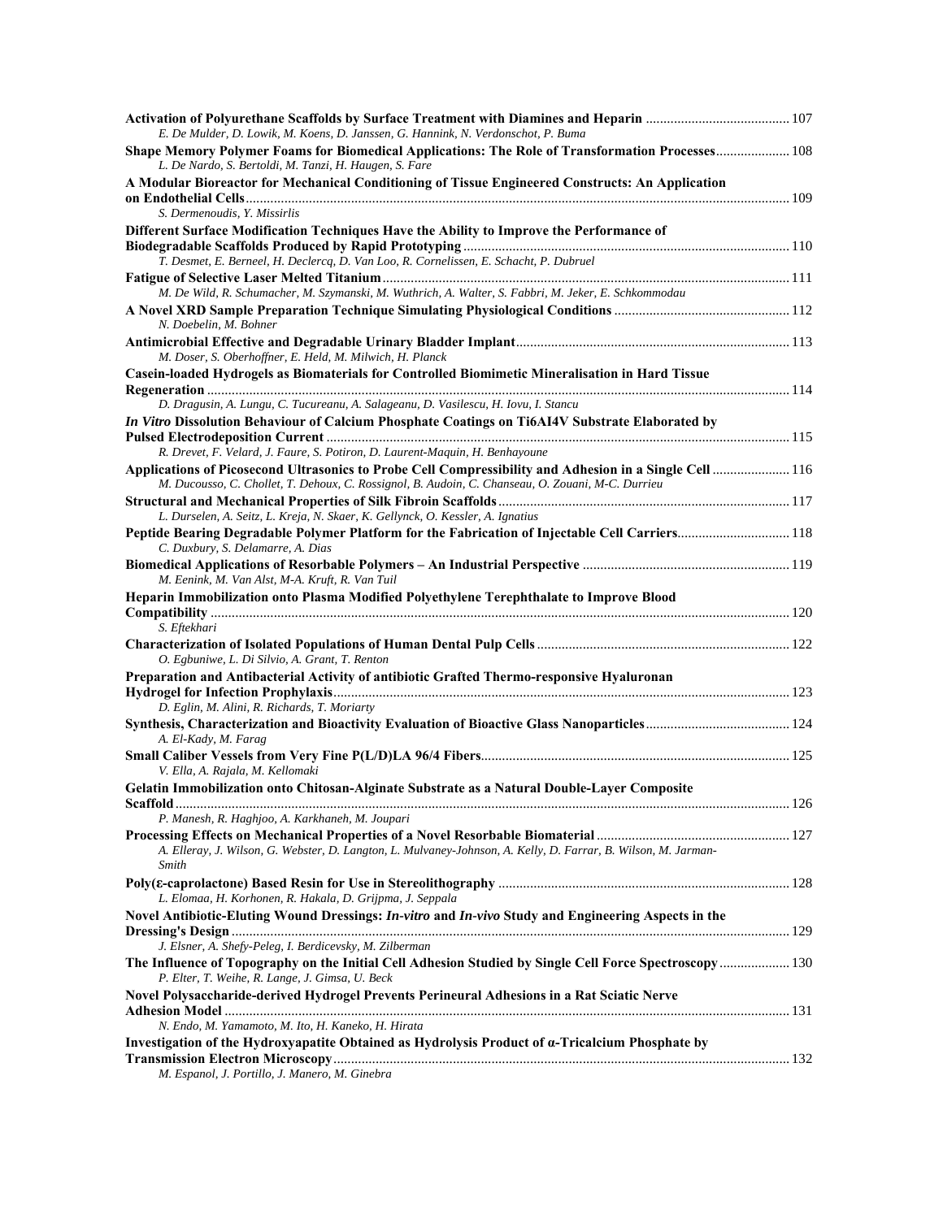**Activation of Polyurethane Scaffolds by Surface Treatment with Diamines and Heparin** ........................................ 107
*E. De Mulder, D. Lowik, M. Koens, D. Janssen, G. Hannink, N. Verdonschot, P. Buma*

**Shape Memory Polymer Foams for Biomedical Applications: The Role of Transformation Processes**.................... 108
*L. De Nardo, S. Bertoldi, M. Tanzi, H. Haugen, S. Fare*

**A Modular Bioreactor for Mechanical Conditioning of Tissue Engineered Constructs: An Application on Endothelial Cells**........................................................................................................................................ 109
*S. Dermenoudis, Y. Missirlis*

**Different Surface Modification Techniques Have the Ability to Improve the Performance of Biodegradable Scaffolds Produced by Rapid Prototyping**........................................................................................ 110
*T. Desmet, E. Berneel, H. Declercq, D. Van Loo, R. Cornelissen, E. Schacht, P. Dubruel*

**Fatigue of Selective Laser Melted Titanium**.................................................................................................................. 111
*M. De Wild, R. Schumacher, M. Szymanski, M. Wuthrich, A. Walter, S. Fabbri, M. Jeker, E. Schkommodau*

**A Novel XRD Sample Preparation Technique Simulating Physiological Conditions** ................................................. 112
*N. Doebelin, M. Bohner*

**Antimicrobial Effective and Degradable Urinary Bladder Implant**............................................................................ 113
*M. Doser, S. Oberhoffner, E. Held, M. Milwich, H. Planck*

**Casein-loaded Hydrogels as Biomaterials for Controlled Biomimetic Mineralisation in Hard Tissue Regeneration** ................................................................................................................................................................... 114
*D. Dragusin, A. Lungu, C. Tucureanu, A. Salageanu, D. Vasilescu, H. Iovu, I. Stancu*

***In Vitro* Dissolution Behaviour of Calcium Phosphate Coatings on Ti6AI4V Substrate Elaborated by Pulsed Electrodeposition Current** .................................................................................................................................. 115
*R. Drevet, F. Velard, J. Faure, S. Potiron, D. Laurent-Maquin, H. Benhayoune*

**Applications of Picosecond Ultrasonics to Probe Cell Compressibility and Adhesion in a Single Cell** ..................... 116
*M. Ducousso, C. Chollet, T. Dehoux, C. Rossignol, B. Audoin, C. Chanseau, O. Zouani, M-C. Durrieu*

**Structural and Mechanical Properties of Silk Fibroin Scaffolds**................................................................................. 117
*L. Durselen, A. Seitz, L. Kreja, N. Skaer, K. Gellynck, O. Kessler, A. Ignatius*

**Peptide Bearing Degradable Polymer Platform for the Fabrication of Injectable Cell Carriers**............................... 118
*C. Duxbury, S. Delamarre, A. Dias*

**Biomedical Applications of Resorbable Polymers – An Industrial Perspective** .......................................................... 119
*M. Eenink, M. Van Alst, M-A. Kruft, R. Van Tuil*

**Heparin Immobilization onto Plasma Modified Polyethylene Terephthalate to Improve Blood Compatibility** ................................................................................................................................................................... 120
*S. Eftekhari*

**Characterization of Isolated Populations of Human Dental Pulp Cells**...................................................................... 122
*O. Egbuniwe, L. Di Silvio, A. Grant, T. Renton*

**Preparation and Antibacterial Activity of antibiotic Grafted Thermo-responsive Hyaluronan Hydrogel for Infection Prophylaxis**................................................................................................................................ 123
*D. Eglin, M. Alini, R. Richards, T. Moriarty*

**Synthesis, Characterization and Bioactivity Evaluation of Bioactive Glass Nanoparticles**........................................ 124
*A. El-Kady, M. Farag*

**Small Caliber Vessels from Very Fine P(L/D)LA 96/4 Fibers**...................................................................................... 125
*V. Ella, A. Rajala, M. Kellomaki*

**Gelatin Immobilization onto Chitosan-Alginate Substrate as a Natural Double-Layer Composite Scaffold**........................................................................................................................................................................... 126
*P. Manesh, R. Haghjoo, A. Karkhaneh, M. Joupari*

**Processing Effects on Mechanical Properties of a Novel Resorbable Biomaterial**...................................................... 127
*A. Elleray, J. Wilson, G. Webster, D. Langton, L. Mulvaney-Johnson, A. Kelly, D. Farrar, B. Wilson, M. Jarman-Smith*

**Poly(ε-caprolactone) Based Resin for Use in Stereolithography** ................................................................................. 128
*L. Elomaa, H. Korhonen, R. Hakala, D. Grijpma, J. Seppala*

**Novel Antibiotic-Eluting Wound Dressings: *In-vitro* and *In-vivo* Study and Engineering Aspects in the Dressing's Design**............................................................................................................................................................. 129
*J. Elsner, A. Shefy-Peleg, I. Berdicevsky, M. Zilberman*

**The Influence of Topography on the Initial Cell Adhesion Studied by Single Cell Force Spectroscopy**.................... 130
*P. Elter, T. Weihe, R. Lange, J. Gimsa, U. Beck*

**Novel Polysaccharide-derived Hydrogel Prevents Perineural Adhesions in a Rat Sciatic Nerve Adhesion Model** .............................................................................................................................................................. 131
*N. Endo, M. Yamamoto, M. Ito, H. Kaneko, H. Hirata*

**Investigation of the Hydroxyapatite Obtained as Hydrolysis Product of α-Tricalcium Phosphate by Transmission Electron Microscopy**............................................................................................................................... 132
*M. Espanol, J. Portillo, J. Manero, M. Ginebra*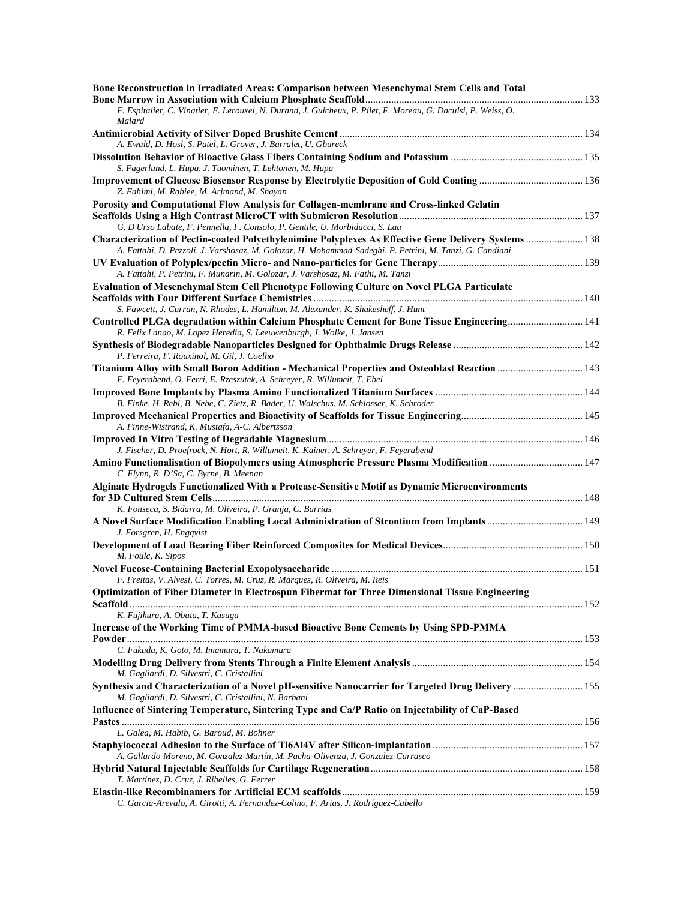**Bone Reconstruction in Irradiated Areas: Comparison between Mesenchymal Stem Cells and Total Bone Marrow in Association with Calcium Phosphate Scaffold** ... 133
*F. Espitalier, C. Vinatier, E. Lerouxel, N. Durand, J. Guicheux, P. Pilet, F. Moreau, G. Daculsi, P. Weiss, O. Malard*

**Antimicrobial Activity of Silver Doped Brushite Cement** ... 134
*A. Ewald, D. Hosl, S. Patel, L. Grover, J. Barralet, U. Gbureck*

**Dissolution Behavior of Bioactive Glass Fibers Containing Sodium and Potassium** ... 135
*S. Fagerlund, L. Hupa, J. Tuominen, T. Lehtonen, M. Hupa*

**Improvement of Glucose Biosensor Response by Electrolytic Deposition of Gold Coating** ... 136
*Z. Fahimi, M. Rabiee, M. Arjmand, M. Shayan*

**Porosity and Computational Flow Analysis for Collagen-membrane and Cross-linked Gelatin Scaffolds Using a High Contrast MicroCT with Submicron Resolution** ... 137
*G. D'Urso Labate, F. Pennella, F. Consolo, P. Gentile, U. Morbiducci, S. Lau*

**Characterization of Pectin-coated Polyethylenimine Polyplexes As Effective Gene Delivery Systems** ... 138
*A. Fattahi, D. Pezzoli, J. Varshosaz, M. Golozar, H. Mohammad-Sadeghi, P. Petrini, M. Tanzi, G. Candiani*

**UV Evaluation of Polyplex/pectin Micro- and Nano-particles for Gene Therapy** ... 139
*A. Fattahi, P. Petrini, F. Munarin, M. Golozar, J. Varshosaz, M. Fathi, M. Tanzi*

**Evaluation of Mesenchymal Stem Cell Phenotype Following Culture on Novel PLGA Particulate Scaffolds with Four Different Surface Chemistries** ... 140
*S. Fawcett, J. Curran, N. Rhodes, L. Hamilton, M. Alexander, K. Shakesheff, J. Hunt*

**Controlled PLGA degradation within Calcium Phosphate Cement for Bone Tissue Engineering** ... 141
*R. Felix Lanao, M. Lopez Heredia, S. Leeuwenburgh, J. Wolke, J. Jansen*

**Synthesis of Biodegradable Nanoparticles Designed for Ophthalmic Drugs Release** ... 142
*P. Ferreira, F. Rouxinol, M. Gil, J. Coelho*

**Titanium Alloy with Small Boron Addition - Mechanical Properties and Osteoblast Reaction** ... 143
*F. Feyerabend, O. Ferri, E. Rzeszutek, A. Schreyer, R. Willumeit, T. Ebel*

**Improved Bone Implants by Plasma Amino Functionalized Titanium Surfaces** ... 144
*B. Finke, H. Rebl, B. Nebe, C. Zietz, R. Bader, U. Walschus, M. Schlosser, K. Schroder*

**Improved Mechanical Properties and Bioactivity of Scaffolds for Tissue Engineering** ... 145
*A. Finne-Wistrand, K. Mustafa, A-C. Albertsson*

**Improved In Vitro Testing of Degradable Magnesium** ... 146
*J. Fischer, D. Proefrock, N. Hort, R. Willumeit, K. Kainer, A. Schreyer, F. Feyerabend*

**Amino Functionalisation of Biopolymers using Atmospheric Pressure Plasma Modification** ... 147
*C. Flynn, R. D'Sa, C. Byrne, B. Meenan*

**Alginate Hydrogels Functionalized With a Protease-Sensitive Motif as Dynamic Microenvironments for 3D Cultured Stem Cells** ... 148
*K. Fonseca, S. Bidarra, M. Oliveira, P. Granja, C. Barrias*

**A Novel Surface Modification Enabling Local Administration of Strontium from Implants** ... 149
*J. Forsgren, H. Engqvist*

**Development of Load Bearing Fiber Reinforced Composites for Medical Devices** ... 150
*M. Foulc, K. Sipos*

**Novel Fucose-Containing Bacterial Exopolysaccharide** ... 151
*F. Freitas, V. Alvesi, C. Torres, M. Cruz, R. Marques, R. Oliveira, M. Reis*

**Optimization of Fiber Diameter in Electrospun Fibermat for Three Dimensional Tissue Engineering Scaffold** ... 152
*K. Fujikura, A. Obata, T. Kasuga*

**Increase of the Working Time of PMMA-based Bioactive Bone Cements by Using SPD-PMMA Powder** ... 153
*C. Fukuda, K. Goto, M. Imamura, T. Nakamura*

**Modelling Drug Delivery from Stents Through a Finite Element Analysis** ... 154
*M. Gagliardi, D. Silvestri, C. Cristallini*

**Synthesis and Characterization of a Novel pH-sensitive Nanocarrier for Targeted Drug Delivery** ... 155
*M. Gagliardi, D. Silvestri, C. Cristallini, N. Barbani*

**Influence of Sintering Temperature, Sintering Type and Ca/P Ratio on Injectability of CaP-Based Pastes** ... 156
*L. Galea, M. Habib, G. Baroud, M. Bohner*

**Staphylococcal Adhesion to the Surface of Ti6Al4V after Silicon-implantation** ... 157
*A. Gallardo-Moreno, M. Gonzalez-Martín, M. Pacha-Olivenza, J. Gonzalez-Carrasco*

**Hybrid Natural Injectable Scaffolds for Cartilage Regeneration** ... 158
*T. Martinez, D. Cruz, J. Ribelles, G. Ferrer*

**Elastin-like Recombinamers for Artificial ECM scaffolds** ... 159
*C. Garcia-Arevalo, A. Girotti, A. Fernandez-Colino, F. Arias, J. Rodríguez-Cabello*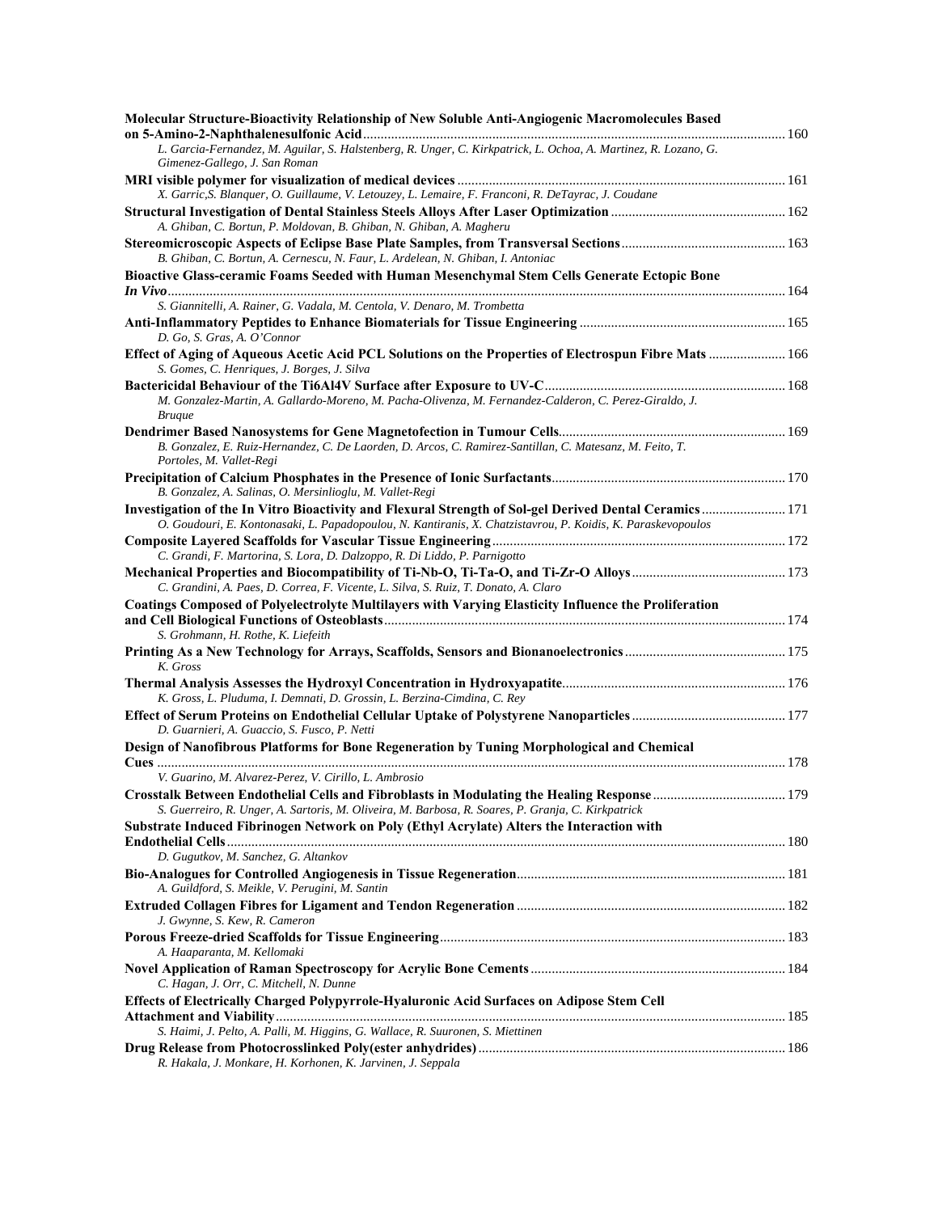**Molecular Structure-Bioactivity Relationship of New Soluble Anti-Angiogenic Macromolecules Based on 5-Amino-2-Naphthalenesulfonic Acid** ........ 160
*L. Garcia-Fernandez, M. Aguilar, S. Halstenberg, R. Unger, C. Kirkpatrick, L. Ochoa, A. Martinez, R. Lozano, G. Gimenez-Gallego, J. San Roman*

**MRI visible polymer for visualization of medical devices** ........ 161
*X. Garric,S. Blanquer, O. Guillaume, V. Letouzey, L. Lemaire, F. Franconi, R. DeTayrac, J. Coudane*

**Structural Investigation of Dental Stainless Steels Alloys After Laser Optimization** ........ 162
*A. Ghiban, C. Bortun, P. Moldovan, B. Ghiban, N. Ghiban, A. Magheru*

**Stereomicroscopic Aspects of Eclipse Base Plate Samples, from Transversal Sections** ........ 163
*B. Ghiban, C. Bortun, A. Cernescu, N. Faur, L. Ardelean, N. Ghiban, I. Antoniac*

**Bioactive Glass-ceramic Foams Seeded with Human Mesenchymal Stem Cells Generate Ectopic Bone *In Vivo*** ........ 164
*S. Giannitelli, A. Rainer, G. Vadala, M. Centola, V. Denaro, M. Trombetta*

**Anti-Inflammatory Peptides to Enhance Biomaterials for Tissue Engineering** ........ 165
*D. Go, S. Gras, A. O'Connor*

**Effect of Aging of Aqueous Acetic Acid PCL Solutions on the Properties of Electrospun Fibre Mats** ........ 166
*S. Gomes, C. Henriques, J. Borges, J. Silva*

**Bactericidal Behaviour of the Ti6Al4V Surface after Exposure to UV-C** ........ 168
*M. Gonzalez-Martin, A. Gallardo-Moreno, M. Pacha-Olivenza, M. Fernandez-Calderon, C. Perez-Giraldo, J. Bruque*

**Dendrimer Based Nanosystems for Gene Magnetofection in Tumour Cells** ........ 169
*B. Gonzalez, E. Ruiz-Hernandez, C. De Laorden, D. Arcos, C. Ramirez-Santillan, C. Matesanz, M. Feito, T. Portoles, M. Vallet-Regi*

**Precipitation of Calcium Phosphates in the Presence of Ionic Surfactants** ........ 170
*B. Gonzalez, A. Salinas, O. Mersinlioglu, M. Vallet-Regi*

**Investigation of the In Vitro Bioactivity and Flexural Strength of Sol-gel Derived Dental Ceramics** ........ 171
*O. Goudouri, E. Kontonasaki, L. Papadopoulou, N. Kantiranis, X. Chatzistavrou, P. Koidis, K. Paraskevopoulos*

**Composite Layered Scaffolds for Vascular Tissue Engineering** ........ 172
*C. Grandi, F. Martorina, S. Lora, D. Dalzoppo, R. Di Liddo, P. Parnigotto*

**Mechanical Properties and Biocompatibility of Ti-Nb-O, Ti-Ta-O, and Ti-Zr-O Alloys** ........ 173
*C. Grandini, A. Paes, D. Correa, F. Vicente, L. Silva, S. Ruiz, T. Donato, A. Claro*

**Coatings Composed of Polyelectrolyte Multilayers with Varying Elasticity Influence the Proliferation and Cell Biological Functions of Osteoblasts** ........ 174
*S. Grohmann, H. Rothe, K. Liefeith*

**Printing As a New Technology for Arrays, Scaffolds, Sensors and Bionanoelectronics** ........ 175
*K. Gross*

**Thermal Analysis Assesses the Hydroxyl Concentration in Hydroxyapatite** ........ 176
*K. Gross, L. Pluduma, I. Demnati, D. Grossin, L. Berzina-Cimdina, C. Rey*

**Effect of Serum Proteins on Endothelial Cellular Uptake of Polystyrene Nanoparticles** ........ 177
*D. Guarnieri, A. Guaccio, S. Fusco, P. Netti*

**Design of Nanofibrous Platforms for Bone Regeneration by Tuning Morphological and Chemical Cues** ........ 178
*V. Guarino, M. Alvarez-Perez, V. Cirillo, L. Ambrosio*

**Crosstalk Between Endothelial Cells and Fibroblasts in Modulating the Healing Response** ........ 179
*S. Guerreiro, R. Unger, A. Sartoris, M. Oliveira, M. Barbosa, R. Soares, P. Granja, C. Kirkpatrick*

**Substrate Induced Fibrinogen Network on Poly (Ethyl Acrylate) Alters the Interaction with Endothelial Cells** ........ 180
*D. Gugutkov, M. Sanchez, G. Altankov*

**Bio-Analogues for Controlled Angiogenesis in Tissue Regeneration** ........ 181
*A. Guildford, S. Meikle, V. Perugini, M. Santin*

**Extruded Collagen Fibres for Ligament and Tendon Regeneration** ........ 182
*J. Gwynne, S. Kew, R. Cameron*

**Porous Freeze-dried Scaffolds for Tissue Engineering** ........ 183
*A. Haaparanta, M. Kellomaki*

**Novel Application of Raman Spectroscopy for Acrylic Bone Cements** ........ 184
*C. Hagan, J. Orr, C. Mitchell, N. Dunne*

**Effects of Electrically Charged Polypyrrole-Hyaluronic Acid Surfaces on Adipose Stem Cell Attachment and Viability** ........ 185
*S. Haimi, J. Pelto, A. Palli, M. Higgins, G. Wallace, R. Suuronen, S. Miettinen*

**Drug Release from Photocrosslinked Poly(ester anhydrides)** ........ 186
*R. Hakala, J. Monkare, H. Korhonen, K. Jarvinen, J. Seppala*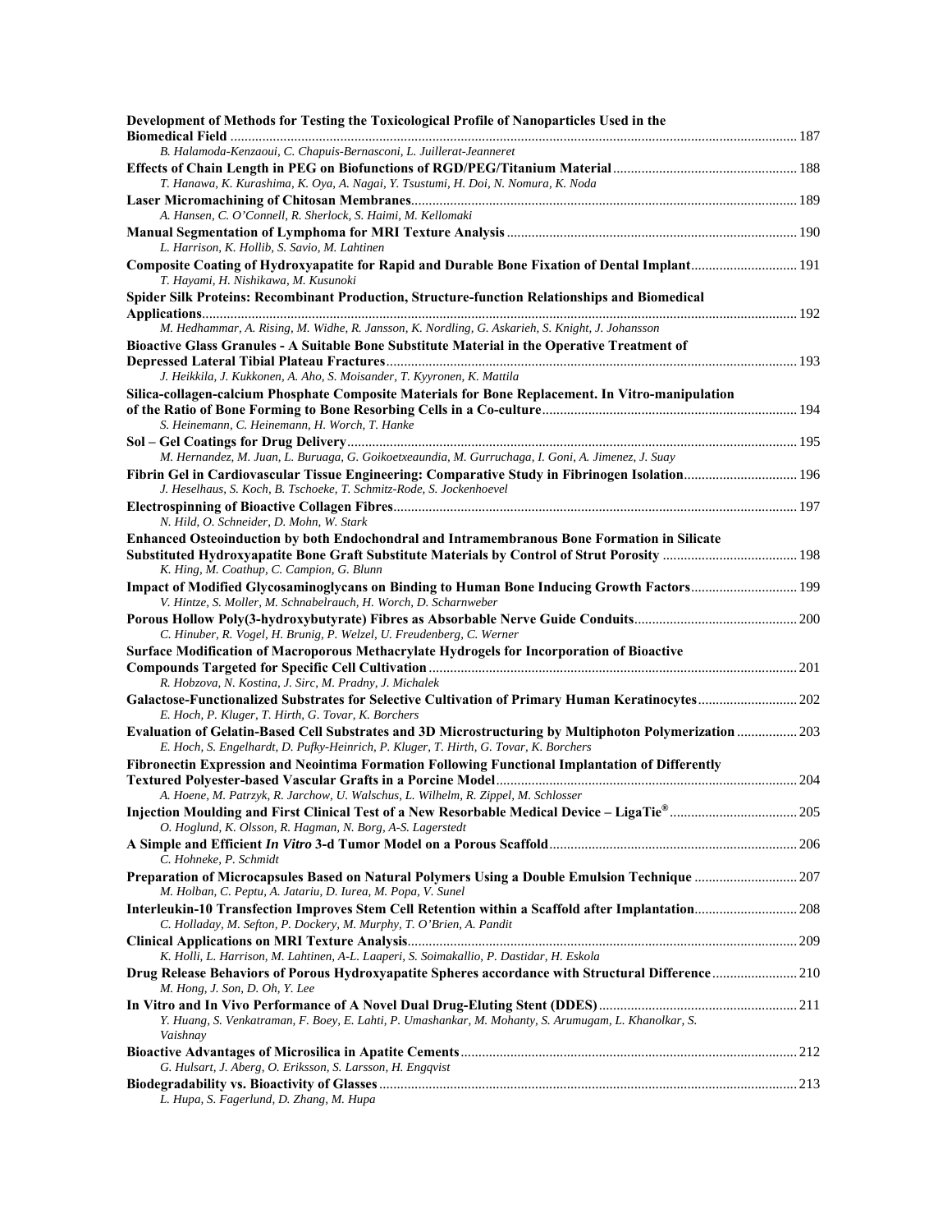**Development of Methods for Testing the Toxicological Profile of Nanoparticles Used in the Biomedical Field** ........ 187
*B. Halamoda-Kenzaoui, C. Chapuis-Bernasconi, L. Juillerat-Jeanneret*

**Effects of Chain Length in PEG on Biofunctions of RGD/PEG/Titanium Material** ........ 188
*T. Hanawa, K. Kurashima, K. Oya, A. Nagai, Y. Tsustumi, H. Doi, N. Nomura, K. Noda*

**Laser Micromachining of Chitosan Membranes** ........ 189
*A. Hansen, C. O'Connell, R. Sherlock, S. Haimi, M. Kellomaki*

**Manual Segmentation of Lymphoma for MRI Texture Analysis** ........ 190
*L. Harrison, K. Hollib, S. Savio, M. Lahtinen*

**Composite Coating of Hydroxyapatite for Rapid and Durable Bone Fixation of Dental Implant** ........ 191
*T. Hayami, H. Nishikawa, M. Kusunoki*

**Spider Silk Proteins: Recombinant Production, Structure-function Relationships and Biomedical Applications** ........ 192
*M. Hedhammar, A. Rising, M. Widhe, R. Jansson, K. Nordling, G. Askarieh, S. Knight, J. Johansson*

**Bioactive Glass Granules - A Suitable Bone Substitute Material in the Operative Treatment of Depressed Lateral Tibial Plateau Fractures** ........ 193
*J. Heikkila, J. Kukkonen, A. Aho, S. Moisander, T. Kyyronen, K. Mattila*

**Silica-collagen-calcium Phosphate Composite Materials for Bone Replacement. In Vitro-manipulation of the Ratio of Bone Forming to Bone Resorbing Cells in a Co-culture** ........ 194
*S. Heinemann, C. Heinemann, H. Worch, T. Hanke*

**Sol – Gel Coatings for Drug Delivery** ........ 195
*M. Hernandez, M. Juan, L. Buruaga, G. Goikoetxeaundia, M. Gurruchaga, I. Goni, A. Jimenez, J. Suay*

**Fibrin Gel in Cardiovascular Tissue Engineering: Comparative Study in Fibrinogen Isolation** ........ 196
*J. Heselhaus, S. Koch, B. Tschoeke, T. Schmitz-Rode, S. Jockenhoevel*

**Electrospinning of Bioactive Collagen Fibres** ........ 197
*N. Hild, O. Schneider, D. Mohn, W. Stark*

**Enhanced Osteoinduction by both Endochondral and Intramembranous Bone Formation in Silicate Substituted Hydroxyapatite Bone Graft Substitute Materials by Control of Strut Porosity** ........ 198
*K. Hing, M. Coathup, C. Campion, G. Blunn*

**Impact of Modified Glycosaminoglycans on Binding to Human Bone Inducing Growth Factors** ........ 199
*V. Hintze, S. Moller, M. Schnabelrauch, H. Worch, D. Scharnweber*

**Porous Hollow Poly(3-hydroxybutyrate) Fibres as Absorbable Nerve Guide Conduits** ........ 200
*C. Hinuber, R. Vogel, H. Brunig, P. Welzel, U. Freudenberg, C. Werner*

**Surface Modification of Macroporous Methacrylate Hydrogels for Incorporation of Bioactive Compounds Targeted for Specific Cell Cultivation** ........ 201
*R. Hobzova, N. Kostina, J. Sirc, M. Pradny, J. Michalek*

**Galactose-Functionalized Substrates for Selective Cultivation of Primary Human Keratinocytes** ........ 202
*E. Hoch, P. Kluger, T. Hirth, G. Tovar, K. Borchers*

**Evaluation of Gelatin-Based Cell Substrates and 3D Microstructuring by Multiphoton Polymerization** ........ 203
*E. Hoch, S. Engelhardt, D. Pufky-Heinrich, P. Kluger, T. Hirth, G. Tovar, K. Borchers*

**Fibronectin Expression and Neointima Formation Following Functional Implantation of Differently Textured Polyester-based Vascular Grafts in a Porcine Model** ........ 204
*A. Hoene, M. Patrzyk, R. Jarchow, U. Walschus, L. Wilhelm, R. Zippel, M. Schlosser*

**Injection Moulding and First Clinical Test of a New Resorbable Medical Device – LigaTie®** ........ 205
*O. Hoglund, K. Olsson, R. Hagman, N. Borg, A-S. Lagerstedt*

**A Simple and Efficient *In Vitro* 3-d Tumor Model on a Porous Scaffold** ........ 206
*C. Hohneke, P. Schmidt*

**Preparation of Microcapsules Based on Natural Polymers Using a Double Emulsion Technique** ........ 207
*M. Holban, C. Peptu, A. Jatariu, D. Iurea, M. Popa, V. Sunel*

**Interleukin-10 Transfection Improves Stem Cell Retention within a Scaffold after Implantation** ........ 208
*C. Holladay, M. Sefton, P. Dockery, M. Murphy, T. O'Brien, A. Pandit*

**Clinical Applications on MRI Texture Analysis** ........ 209
*K. Holli, L. Harrison, M. Lahtinen, A-L. Laaperi, S. Soimakallio, P. Dastidar, H. Eskola*

**Drug Release Behaviors of Porous Hydroxyapatite Spheres accordance with Structural Difference** ........ 210
*M. Hong, J. Son, D. Oh, Y. Lee*

**In Vitro and In Vivo Performance of A Novel Dual Drug-Eluting Stent (DDES)** ........ 211
*Y. Huang, S. Venkatraman, F. Boey, E. Lahti, P. Umashankar, M. Mohanty, S. Arumugam, L. Khanolkar, S. Vaishnay*

**Bioactive Advantages of Microsilica in Apatite Cements** ........ 212
*G. Hulsart, J. Aberg, O. Eriksson, S. Larsson, H. Engqvist*

**Biodegradability vs. Bioactivity of Glasses** ........ 213
*L. Hupa, S. Fagerlund, D. Zhang, M. Hupa*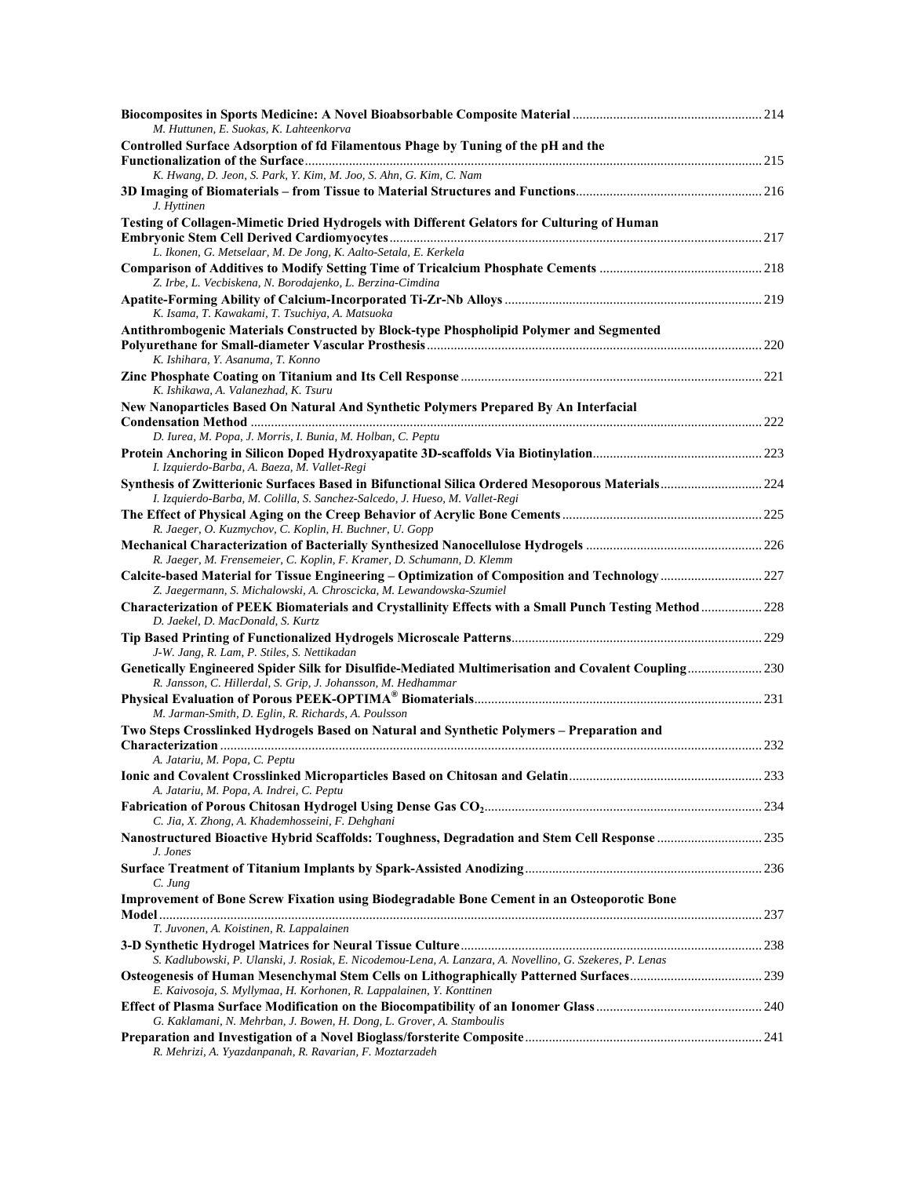**Biocomposites in Sports Medicine: A Novel Bioabsorbable Composite Material** ... 214
*M. Huttunen, E. Suokas, K. Lahteenkorva*

**Controlled Surface Adsorption of fd Filamentous Phage by Tuning of the pH and the Functionalization of the Surface** ... 215
*K. Hwang, D. Jeon, S. Park, Y. Kim, M. Joo, S. Ahn, G. Kim, C. Nam*

**3D Imaging of Biomaterials – from Tissue to Material Structures and Functions** ... 216
*J. Hyttinen*

**Testing of Collagen-Mimetic Dried Hydrogels with Different Gelators for Culturing of Human Embryonic Stem Cell Derived Cardiomyocytes** ... 217
*L. Ikonen, G. Metselaar, M. De Jong, K. Aalto-Setala, E. Kerkela*

**Comparison of Additives to Modify Setting Time of Tricalcium Phosphate Cements** ... 218
*Z. Irbe, L. Vecbiskena, N. Borodajenko, L. Berzina-Cimdina*

**Apatite-Forming Ability of Calcium-Incorporated Ti-Zr-Nb Alloys** ... 219
*K. Isama, T. Kawakami, T. Tsuchiya, A. Matsuoka*

**Antithrombogenic Materials Constructed by Block-type Phospholipid Polymer and Segmented Polyurethane for Small-diameter Vascular Prosthesis** ... 220
*K. Ishihara, Y. Asanuma, T. Konno*

**Zinc Phosphate Coating on Titanium and Its Cell Response** ... 221
*K. Ishikawa, A. Valanezhad, K. Tsuru*

**New Nanoparticles Based On Natural And Synthetic Polymers Prepared By An Interfacial Condensation Method** ... 222
*D. Iurea, M. Popa, J. Morris, I. Bunia, M. Holban, C. Peptu*

**Protein Anchoring in Silicon Doped Hydroxyapatite 3D-scaffolds Via Biotinylation** ... 223
*I. Izquierdo-Barba, A. Baeza, M. Vallet-Regi*

**Synthesis of Zwitterionic Surfaces Based in Bifunctional Silica Ordered Mesoporous Materials** ... 224
*I. Izquierdo-Barba, M. Colilla, S. Sanchez-Salcedo, J. Hueso, M. Vallet-Regi*

**The Effect of Physical Aging on the Creep Behavior of Acrylic Bone Cements** ... 225
*R. Jaeger, O. Kuzmychov, C. Koplin, H. Buchner, U. Gopp*

**Mechanical Characterization of Bacterially Synthesized Nanocellulose Hydrogels** ... 226
*R. Jaeger, M. Frensemeier, C. Koplin, F. Kramer, D. Schumann, D. Klemm*

**Calcite-based Material for Tissue Engineering – Optimization of Composition and Technology** ... 227
*Z. Jaegermann, S. Michalowski, A. Chroscicka, M. Lewandowska-Szumiel*

**Characterization of PEEK Biomaterials and Crystallinity Effects with a Small Punch Testing Method** ... 228
*D. Jaekel, D. MacDonald, S. Kurtz*

**Tip Based Printing of Functionalized Hydrogels Microscale Patterns** ... 229
*J-W. Jang, R. Lam, P. Stiles, S. Nettikadan*

**Genetically Engineered Spider Silk for Disulfide-Mediated Multimerisation and Covalent Coupling** ... 230
*R. Jansson, C. Hillerdal, S. Grip, J. Johansson, M. Hedhammar*

**Physical Evaluation of Porous PEEK-OPTIMA® Biomaterials** ... 231
*M. Jarman-Smith, D. Eglin, R. Richards, A. Poulsson*

**Two Steps Crosslinked Hydrogels Based on Natural and Synthetic Polymers – Preparation and Characterization** ... 232
*A. Jatariu, M. Popa, C. Peptu*

**Ionic and Covalent Crosslinked Microparticles Based on Chitosan and Gelatin** ... 233
*A. Jatariu, M. Popa, A. Indrei, C. Peptu*

**Fabrication of Porous Chitosan Hydrogel Using Dense Gas $CO_2$** ... 234
*C. Jia, X. Zhong, A. Khademhosseini, F. Dehghani*

**Nanostructured Bioactive Hybrid Scaffolds: Toughness, Degradation and Stem Cell Response** ... 235
*J. Jones*

**Surface Treatment of Titanium Implants by Spark-Assisted Anodizing** ... 236
*C. Jung*

**Improvement of Bone Screw Fixation using Biodegradable Bone Cement in an Osteoporotic Bone Model** ... 237
*T. Juvonen, A. Koistinen, R. Lappalainen*

**3-D Synthetic Hydrogel Matrices for Neural Tissue Culture** ... 238
*S. Kadlubowski, P. Ulanski, J. Rosiak, E. Nicodemou-Lena, A. Lanzara, A. Novellino, G. Szekeres, P. Lenas*

**Osteogenesis of Human Mesenchymal Stem Cells on Lithographically Patterned Surfaces** ... 239
*E. Kaivosoja, S. Myllymaa, H. Korhonen, R. Lappalainen, Y. Konttinen*

**Effect of Plasma Surface Modification on the Biocompatibility of an Ionomer Glass** ... 240
*G. Kaklamani, N. Mehrban, J. Bowen, H. Dong, L. Grover, A. Stamboulis*

**Preparation and Investigation of a Novel Bioglass/forsterite Composite** ... 241
*R. Mehrizi, A. Yyazdanpanah, R. Ravarian, F. Moztarzadeh*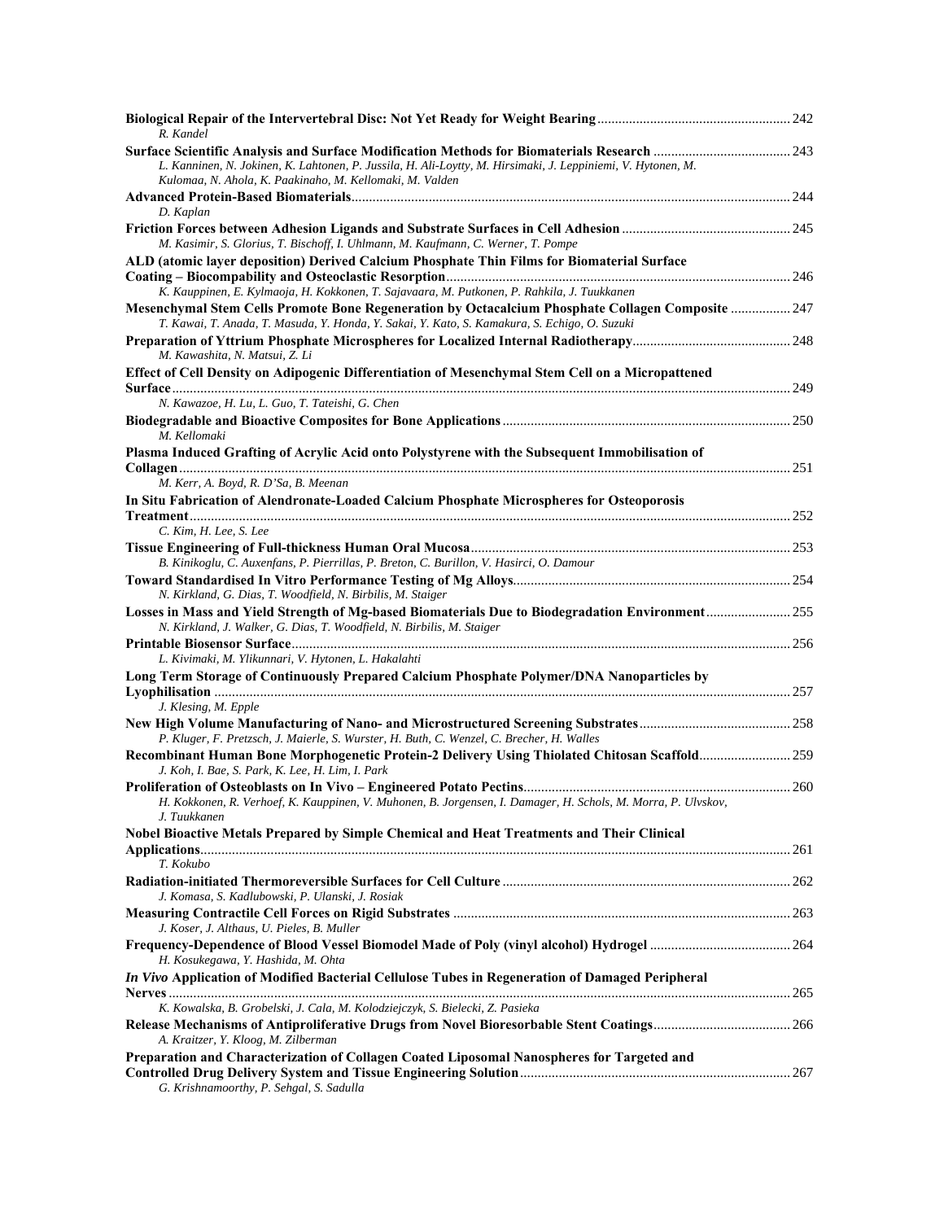**Biological Repair of the Intervertebral Disc: Not Yet Ready for Weight Bearing** ........ 242
*R. Kandel*

**Surface Scientific Analysis and Surface Modification Methods for Biomaterials Research** ........ 243
*L. Kanninen, N. Jokinen, K. Lahtonen, P. Jussila, H. Ali-Loytty, M. Hirsimaki, J. Leppiniemi, V. Hytonen, M. Kulomaa, N. Ahola, K. Paakinaho, M. Kellomaki, M. Valden*

**Advanced Protein-Based Biomaterials** ........ 244
*D. Kaplan*

**Friction Forces between Adhesion Ligands and Substrate Surfaces in Cell Adhesion** ........ 245
*M. Kasimir, S. Glorius, T. Bischoff, I. Uhlmann, M. Kaufmann, C. Werner, T. Pompe*

**ALD (atomic layer deposition) Derived Calcium Phosphate Thin Films for Biomaterial Surface Coating – Biocompability and Osteoclastic Resorption** ........ 246
*K. Kauppinen, E. Kylmaoja, H. Kokkonen, T. Sajavaara, M. Putkonen, P. Rahkila, J. Tuukkanen*

**Mesenchymal Stem Cells Promote Bone Regeneration by Octacalcium Phosphate Collagen Composite** ........ 247
*T. Kawai, T. Anada, T. Masuda, Y. Honda, Y. Sakai, Y. Kato, S. Kamakura, S. Echigo, O. Suzuki*

**Preparation of Yttrium Phosphate Microspheres for Localized Internal Radiotherapy** ........ 248
*M. Kawashita, N. Matsui, Z. Li*

**Effect of Cell Density on Adipogenic Differentiation of Mesenchymal Stem Cell on a Micropattened Surface** ........ 249
*N. Kawazoe, H. Lu, L. Guo, T. Tateishi, G. Chen*

**Biodegradable and Bioactive Composites for Bone Applications** ........ 250
*M. Kellomaki*

**Plasma Induced Grafting of Acrylic Acid onto Polystyrene with the Subsequent Immobilisation of Collagen** ........ 251
*M. Kerr, A. Boyd, R. D'Sa, B. Meenan*

**In Situ Fabrication of Alendronate-Loaded Calcium Phosphate Microspheres for Osteoporosis Treatment** ........ 252
*C. Kim, H. Lee, S. Lee*

**Tissue Engineering of Full-thickness Human Oral Mucosa** ........ 253
*B. Kinikoglu, C. Auxenfans, P. Pierrillas, P. Breton, C. Burillon, V. Hasirci, O. Damour*

**Toward Standardised In Vitro Performance Testing of Mg Alloys** ........ 254
*N. Kirkland, G. Dias, T. Woodfield, N. Birbilis, M. Staiger*

**Losses in Mass and Yield Strength of Mg-based Biomaterials Due to Biodegradation Environment** ........ 255
*N. Kirkland, J. Walker, G. Dias, T. Woodfield, N. Birbilis, M. Staiger*

**Printable Biosensor Surface** ........ 256
*L. Kivimaki, M. Ylikunnari, V. Hytonen, L. Hakalahti*

**Long Term Storage of Continuously Prepared Calcium Phosphate Polymer/DNA Nanoparticles by Lyophilisation** ........ 257
*J. Klesing, M. Epple*

**New High Volume Manufacturing of Nano- and Microstructured Screening Substrates** ........ 258
*P. Kluger, F. Pretzsch, J. Maierle, S. Wurster, H. Buth, C. Wenzel, C. Brecher, H. Walles*

**Recombinant Human Bone Morphogenetic Protein-2 Delivery Using Thiolated Chitosan Scaffold** ........ 259
*J. Koh, I. Bae, S. Park, K. Lee, H. Lim, I. Park*

**Proliferation of Osteoblasts on In Vivo – Engineered Potato Pectins** ........ 260
*H. Kokkonen, R. Verhoef, K. Kauppinen, V. Muhonen, B. Jorgensen, I. Damager, H. Schols, M. Morra, P. Ulvskov, J. Tuukkanen*

**Nobel Bioactive Metals Prepared by Simple Chemical and Heat Treatments and Their Clinical Applications** ........ 261
*T. Kokubo*

**Radiation-initiated Thermoreversible Surfaces for Cell Culture** ........ 262
*J. Komasa, S. Kadlubowski, P. Ulanski, J. Rosiak*

**Measuring Contractile Cell Forces on Rigid Substrates** ........ 263
*J. Koser, J. Althaus, U. Pieles, B. Muller*

**Frequency-Dependence of Blood Vessel Biomodel Made of Poly (vinyl alcohol) Hydrogel** ........ 264
*H. Kosukegawa, Y. Hashida, M. Ohta*

***In Vivo* Application of Modified Bacterial Cellulose Tubes in Regeneration of Damaged Peripheral Nerves** ........ 265
*K. Kowalska, B. Grobelski, J. Cala, M. Kolodziejczyk, S. Bielecki, Z. Pasieka*

**Release Mechanisms of Antiproliferative Drugs from Novel Bioresorbable Stent Coatings** ........ 266
*A. Kraitzer, Y. Kloog, M. Zilberman*

**Preparation and Characterization of Collagen Coated Liposomal Nanospheres for Targeted and Controlled Drug Delivery System and Tissue Engineering Solution** ........ 267
*G. Krishnamoorthy, P. Sehgal, S. Sadulla*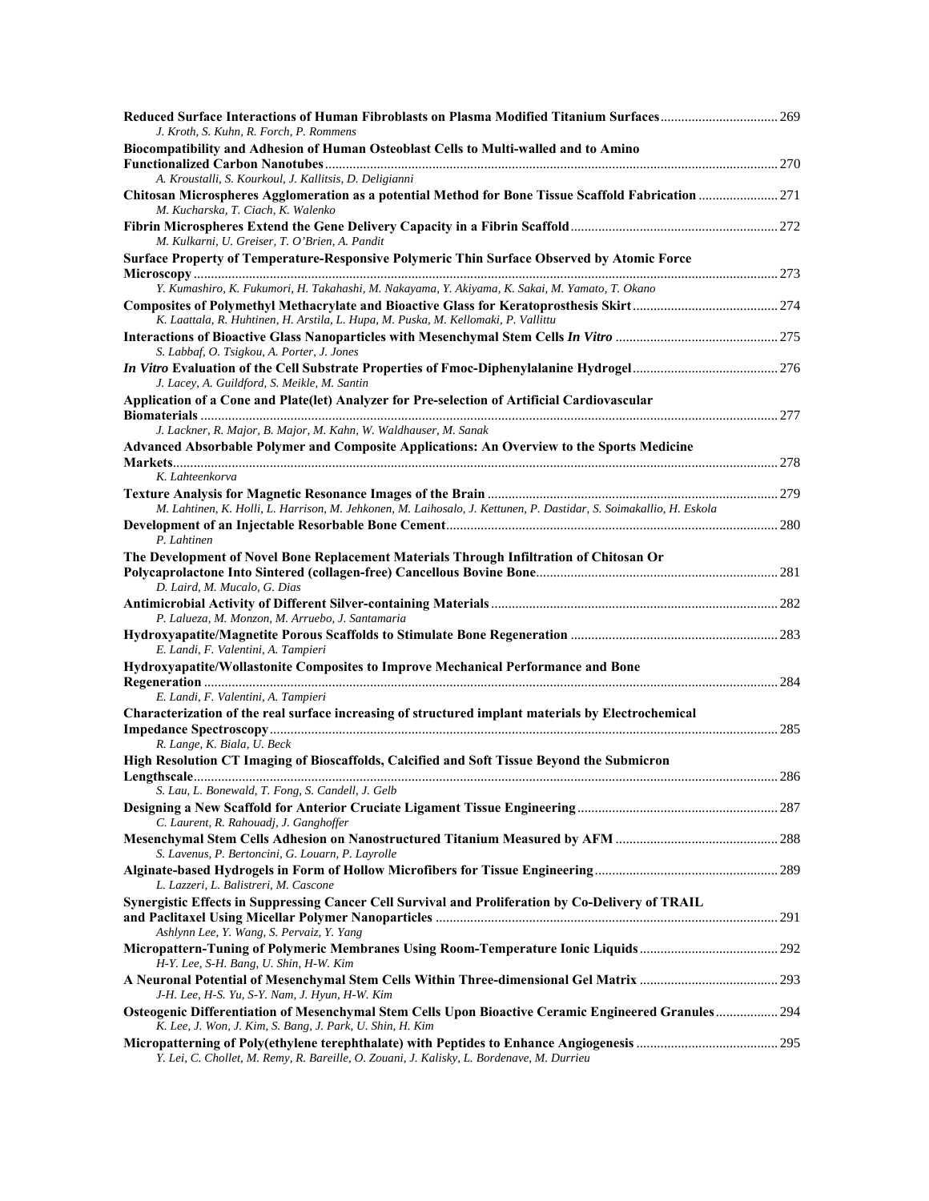**Reduced Surface Interactions of Human Fibroblasts on Plasma Modified Titanium Surfaces** ........ 269
*J. Kroth, S. Kuhn, R. Forch, P. Rommens*

**Biocompatibility and Adhesion of Human Osteoblast Cells to Multi-walled and to Amino Functionalized Carbon Nanotubes** ........ 270
*A. Kroustalli, S. Kourkoul, J. Kallitsis, D. Deligianni*

**Chitosan Microspheres Agglomeration as a potential Method for Bone Tissue Scaffold Fabrication** ........ 271
*M. Kucharska, T. Ciach, K. Walenko*

**Fibrin Microspheres Extend the Gene Delivery Capacity in a Fibrin Scaffold** ........ 272
*M. Kulkarni, U. Greiser, T. O'Brien, A. Pandit*

**Surface Property of Temperature-Responsive Polymeric Thin Surface Observed by Atomic Force Microscopy** ........ 273
*Y. Kumashiro, K. Fukumori, H. Takahashi, M. Nakayama, Y. Akiyama, K. Sakai, M. Yamato, T. Okano*

**Composites of Polymethyl Methacrylate and Bioactive Glass for Keratoprosthesis Skirt** ........ 274
*K. Laattala, R. Huhtinen, H. Arstila, L. Hupa, M. Puska, M. Kellomaki, P. Vallittu*

**Interactions of Bioactive Glass Nanoparticles with Mesenchymal Stem Cells *In Vitro*** ........ 275
*S. Labbaf, O. Tsigkou, A. Porter, J. Jones*

***In Vitro* Evaluation of the Cell Substrate Properties of Fmoc-Diphenylalanine Hydrogel** ........ 276
*J. Lacey, A. Guildford, S. Meikle, M. Santin*

**Application of a Cone and Plate(let) Analyzer for Pre-selection of Artificial Cardiovascular Biomaterials** ........ 277
*J. Lackner, R. Major, B. Major, M. Kahn, W. Waldhauser, M. Sanak*

**Advanced Absorbable Polymer and Composite Applications: An Overview to the Sports Medicine Markets** ........ 278
*K. Lahteenkorva*

**Texture Analysis for Magnetic Resonance Images of the Brain** ........ 279
*M. Lahtinen, K. Holli, L. Harrison, M. Jehkonen, M. Laihosalo, J. Kettunen, P. Dastidar, S. Soimakallio, H. Eskola*

**Development of an Injectable Resorbable Bone Cement** ........ 280
*P. Lahtinen*

**The Development of Novel Bone Replacement Materials Through Infiltration of Chitosan Or Polycaprolactone Into Sintered (collagen-free) Cancellous Bovine Bone** ........ 281
*D. Laird, M. Mucalo, G. Dias*

**Antimicrobial Activity of Different Silver-containing Materials** ........ 282
*P. Lalueza, M. Monzon, M. Arruebo, J. Santamaria*

**Hydroxyapatite/Magnetite Porous Scaffolds to Stimulate Bone Regeneration** ........ 283
*E. Landi, F. Valentini, A. Tampieri*

**Hydroxyapatite/Wollastonite Composites to Improve Mechanical Performance and Bone Regeneration** ........ 284
*E. Landi, F. Valentini, A. Tampieri*

**Characterization of the real surface increasing of structured implant materials by Electrochemical Impedance Spectroscopy** ........ 285
*R. Lange, K. Biala, U. Beck*

**High Resolution CT Imaging of Bioscaffolds, Calcified and Soft Tissue Beyond the Submicron Lengthscale** ........ 286
*S. Lau, L. Bonewald, T. Fong, S. Candell, J. Gelb*

**Designing a New Scaffold for Anterior Cruciate Ligament Tissue Engineering** ........ 287
*C. Laurent, R. Rahouadj, J. Ganghoffer*

**Mesenchymal Stem Cells Adhesion on Nanostructured Titanium Measured by AFM** ........ 288
*S. Lavenus, P. Bertoncini, G. Louarn, P. Layrolle*

**Alginate-based Hydrogels in Form of Hollow Microfibers for Tissue Engineering** ........ 289
*L. Lazzeri, L. Balistreri, M. Cascone*

**Synergistic Effects in Suppressing Cancer Cell Survival and Proliferation by Co-Delivery of TRAIL and Paclitaxel Using Micellar Polymer Nanoparticles** ........ 291
*Ashlynn Lee, Y. Wang, S. Pervaiz, Y. Yang*

**Micropattern-Tuning of Polymeric Membranes Using Room-Temperature Ionic Liquids** ........ 292
*H-Y. Lee, S-H. Bang, U. Shin, H-W. Kim*

**A Neuronal Potential of Mesenchymal Stem Cells Within Three-dimensional Gel Matrix** ........ 293
*J-H. Lee, H-S. Yu, S-Y. Nam, J. Hyun, H-W. Kim*

**Osteogenic Differentiation of Mesenchymal Stem Cells Upon Bioactive Ceramic Engineered Granules** ........ 294
*K. Lee, J. Won, J. Kim, S. Bang, J. Park, U. Shin, H. Kim*

**Micropatterning of Poly(ethylene terephthalate) with Peptides to Enhance Angiogenesis** ........ 295
*Y. Lei, C. Chollet, M. Remy, R. Bareille, O. Zouani, J. Kalisky, L. Bordenave, M. Durrieu*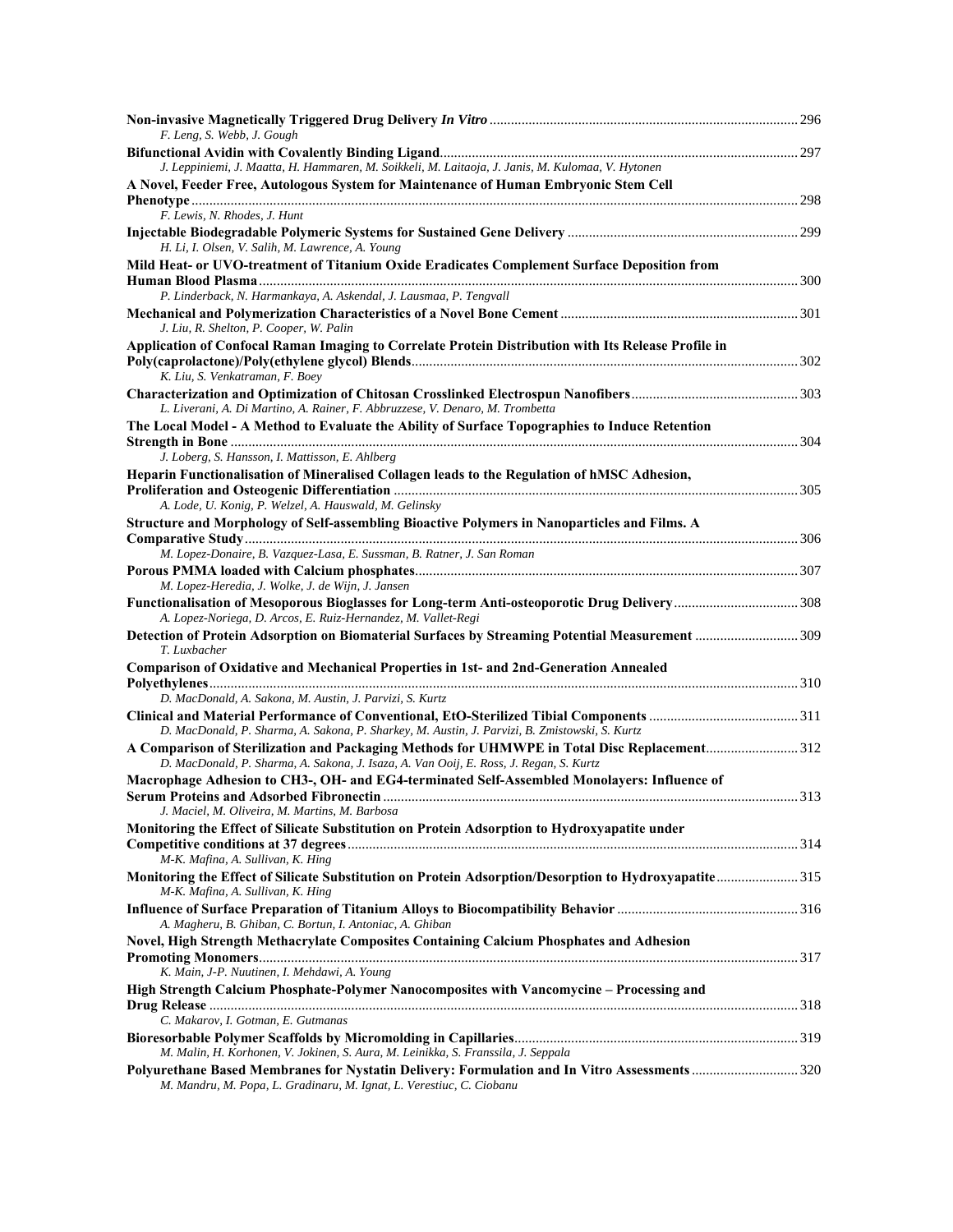**Non-invasive Magnetically Triggered Drug Delivery *In Vitro*** ..... 296
*F. Leng, S. Webb, J. Gough*

**Bifunctional Avidin with Covalently Binding Ligand** ..... 297
*J. Leppiniemi, J. Maatta, H. Hammaren, M. Soikkeli, M. Laitaoja, J. Janis, M. Kulomaa, V. Hytonen*

**A Novel, Feeder Free, Autologous System for Maintenance of Human Embryonic Stem Cell Phenotype** ..... 298
*F. Lewis, N. Rhodes, J. Hunt*

**Injectable Biodegradable Polymeric Systems for Sustained Gene Delivery** ..... 299
*H. Li, I. Olsen, V. Salih, M. Lawrence, A. Young*

**Mild Heat- or UVO-treatment of Titanium Oxide Eradicates Complement Surface Deposition from Human Blood Plasma** ..... 300
*P. Linderback, N. Harmankaya, A. Askendal, J. Lausmaa, P. Tengvall*

**Mechanical and Polymerization Characteristics of a Novel Bone Cement** ..... 301
*J. Liu, R. Shelton, P. Cooper, W. Palin*

**Application of Confocal Raman Imaging to Correlate Protein Distribution with Its Release Profile in Poly(caprolactone)/Poly(ethylene glycol) Blends** ..... 302
*K. Liu, S. Venkatraman, F. Boey*

**Characterization and Optimization of Chitosan Crosslinked Electrospun Nanofibers** ..... 303
*L. Liverani, A. Di Martino, A. Rainer, F. Abbruzzese, V. Denaro, M. Trombetta*

**The Local Model - A Method to Evaluate the Ability of Surface Topographies to Induce Retention Strength in Bone** ..... 304
*J. Loberg, S. Hansson, I. Mattisson, E. Ahlberg*

**Heparin Functionalisation of Mineralised Collagen leads to the Regulation of hMSC Adhesion, Proliferation and Osteogenic Differentiation** ..... 305
*A. Lode, U. Konig, P. Welzel, A. Hauswald, M. Gelinsky*

**Structure and Morphology of Self-assembling Bioactive Polymers in Nanoparticles and Films. A Comparative Study** ..... 306
*M. Lopez-Donaire, B. Vazquez-Lasa, E. Sussman, B. Ratner, J. San Roman*

**Porous PMMA loaded with Calcium phosphates** ..... 307
*M. Lopez-Heredia, J. Wolke, J. de Wijn, J. Jansen*

**Functionalisation of Mesoporous Bioglasses for Long-term Anti-osteoporotic Drug Delivery** ..... 308
*A. Lopez-Noriega, D. Arcos, E. Ruiz-Hernandez, M. Vallet-Regi*

**Detection of Protein Adsorption on Biomaterial Surfaces by Streaming Potential Measurement** ..... 309
*T. Luxbacher*

**Comparison of Oxidative and Mechanical Properties in 1st- and 2nd-Generation Annealed Polyethylenes** ..... 310
*D. MacDonald, A. Sakona, M. Austin, J. Parvizi, S. Kurtz*

**Clinical and Material Performance of Conventional, EtO-Sterilized Tibial Components** ..... 311
*D. MacDonald, P. Sharma, A. Sakona, P. Sharkey, M. Austin, J. Parvizi, B. Zmistowski, S. Kurtz*

**A Comparison of Sterilization and Packaging Methods for UHMWPE in Total Disc Replacement** ..... 312
*D. MacDonald, P. Sharma, A. Sakona, J. Isaza, A. Van Ooij, E. Ross, J. Regan, S. Kurtz*

**Macrophage Adhesion to CH3-, OH- and EG4-terminated Self-Assembled Monolayers: Influence of Serum Proteins and Adsorbed Fibronectin** ..... 313
*J. Maciel, M. Oliveira, M. Martins, M. Barbosa*

**Monitoring the Effect of Silicate Substitution on Protein Adsorption to Hydroxyapatite under Competitive conditions at 37 degrees** ..... 314
*M-K. Mafina, A. Sullivan, K. Hing*

**Monitoring the Effect of Silicate Substitution on Protein Adsorption/Desorption to Hydroxyapatite** ..... 315
*M-K. Mafina, A. Sullivan, K. Hing*

**Influence of Surface Preparation of Titanium Alloys to Biocompatibility Behavior** ..... 316
*A. Magheru, B. Ghiban, C. Bortun, I. Antoniac, A. Ghiban*

**Novel, High Strength Methacrylate Composites Containing Calcium Phosphates and Adhesion Promoting Monomers** ..... 317
*K. Main, J-P. Nuutinen, I. Mehdawi, A. Young*

**High Strength Calcium Phosphate-Polymer Nanocomposites with Vancomycine – Processing and Drug Release** ..... 318
*C. Makarov, I. Gotman, E. Gutmanas*

**Bioresorbable Polymer Scaffolds by Micromolding in Capillaries** ..... 319
*M. Malin, H. Korhonen, V. Jokinen, S. Aura, M. Leinikka, S. Franssila, J. Seppala*

**Polyurethane Based Membranes for Nystatin Delivery: Formulation and In Vitro Assessments** ..... 320
*M. Mandru, M. Popa, L. Gradinaru, M. Ignat, L. Verestiuc, C. Ciobanu*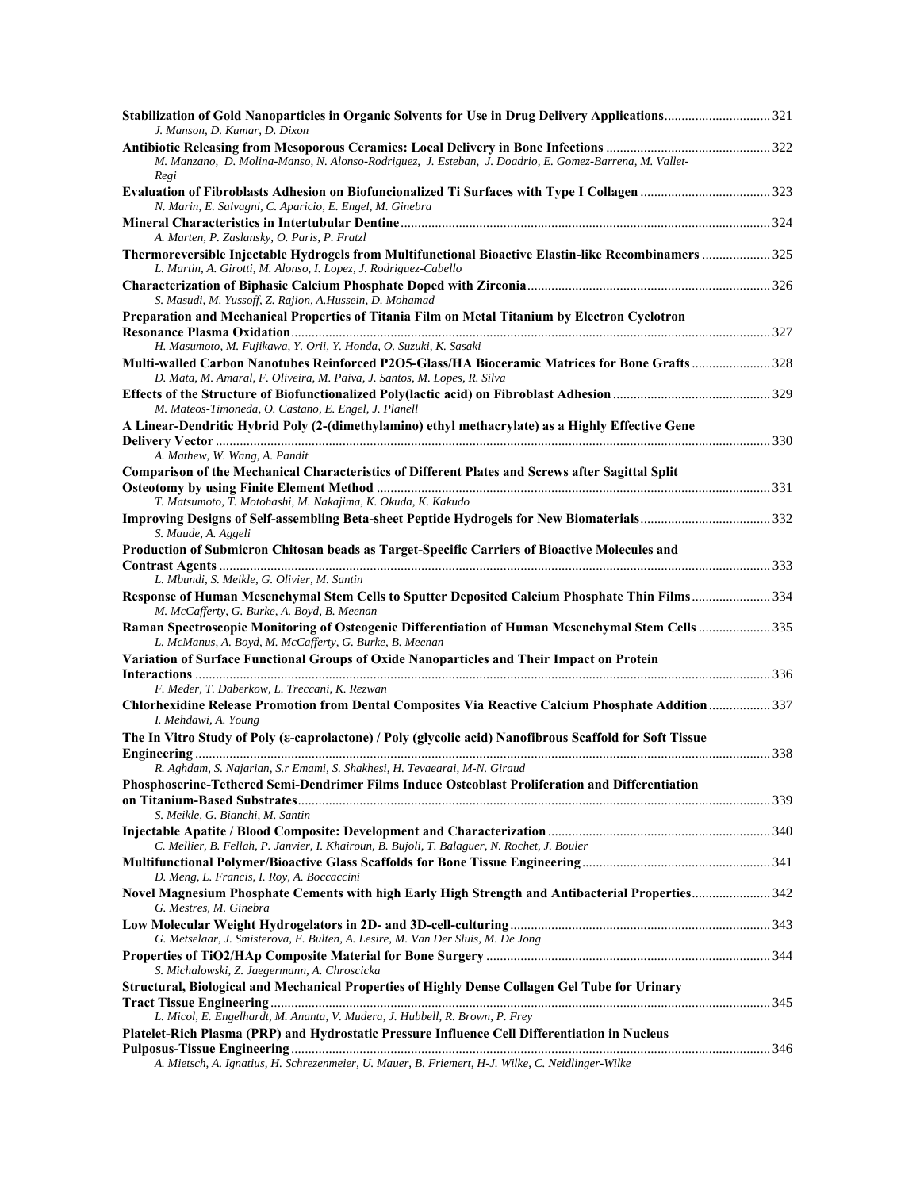**Stabilization of Gold Nanoparticles in Organic Solvents for Use in Drug Delivery Applications** ............................... 321
*J. Manson, D. Kumar, D. Dixon*

**Antibiotic Releasing from Mesoporous Ceramics: Local Delivery in Bone Infections** ............................................... 322
*M. Manzano, D. Molina-Manso, N. Alonso-Rodriguez, J. Esteban, J. Doadrio, E. Gomez-Barrena, M. Vallet-Regi*

**Evaluation of Fibroblasts Adhesion on Biofuncionalized Ti Surfaces with Type I Collagen** ...................................... 323
*N. Marin, E. Salvagni, C. Aparicio, E. Engel, M. Ginebra*

**Mineral Characteristics in Intertubular Dentine** ........................................................................................................... 324
*A. Marten, P. Zaslansky, O. Paris, P. Fratzl*

**Thermoreversible Injectable Hydrogels from Multifunctional Bioactive Elastin-like Recombinamers** .................... 325
*L. Martin, A. Girotti, M. Alonso, I. Lopez, J. Rodriguez-Cabello*

**Characterization of Biphasic Calcium Phosphate Doped with Zirconia** ...................................................................... 326
*S. Masudi, M. Yussoff, Z. Rajion, A.Hussein, D. Mohamad*

**Preparation and Mechanical Properties of Titania Film on Metal Titanium by Electron Cyclotron Resonance Plasma Oxidation** ........................................................................................................................................... 327
*H. Masumoto, M. Fujikawa, Y. Orii, Y. Honda, O. Suzuki, K. Sasaki*

**Multi-walled Carbon Nanotubes Reinforced P2O5-Glass/HA Bioceramic Matrices for Bone Grafts** ....................... 328
*D. Mata, M. Amaral, F. Oliveira, M. Paiva, J. Santos, M. Lopes, R. Silva*

**Effects of the Structure of Biofunctionalized Poly(lactic acid) on Fibroblast Adhesion** ............................................. 329
*M. Mateos-Timoneda, O. Castano, E. Engel, J. Planell*

**A Linear-Dendritic Hybrid Poly (2-(dimethylamino) ethyl methacrylate) as a Highly Effective Gene Delivery Vector** ................................................................................................................................................................. 330
*A. Mathew, W. Wang, A. Pandit*

**Comparison of the Mechanical Characteristics of Different Plates and Screws after Sagittal Split Osteotomy by using Finite Element Method** ................................................................................................... 331
*T. Matsumoto, T. Motohashi, M. Nakajima, K. Okuda, K. Kakudo*

**Improving Designs of Self-assembling Beta-sheet Peptide Hydrogels for New Biomaterials** ...................................... 332
*S. Maude, A. Aggeli*

**Production of Submicron Chitosan beads as Target-Specific Carriers of Bioactive Molecules and Contrast Agents** ............................................................................................................................................................... 333
*L. Mbundi, S. Meikle, G. Olivier, M. Santin*

**Response of Human Mesenchymal Stem Cells to Sputter Deposited Calcium Phosphate Thin Films** ....................... 334
*M. McCafferty, G. Burke, A. Boyd, B. Meenan*

**Raman Spectroscopic Monitoring of Osteogenic Differentiation of Human Mesenchymal Stem Cells** ..................... 335
*L. McManus, A. Boyd, M. McCafferty, G. Burke, B. Meenan*

**Variation of Surface Functional Groups of Oxide Nanoparticles and Their Impact on Protein Interactions** ...................................................................................................................................................................... 336
*F. Meder, T. Daberkow, L. Treccani, K. Rezwan*

**Chlorhexidine Release Promotion from Dental Composites Via Reactive Calcium Phosphate Addition** .................. 337
*I. Mehdawi, A. Young*

**The In Vitro Study of Poly (ε-caprolactone) / Poly (glycolic acid) Nanofibrous Scaffold for Soft Tissue Engineering** ....................................................................................................................................................................... 338
*R. Aghdam, S. Najarian, S.r Emami, S. Shakhesi, H. Tevaearai, M-N. Giraud*

**Phosphoserine-Tethered Semi-Dendrimer Films Induce Osteoblast Proliferation and Differentiation on Titanium-Based Substrates** ......................................................................................................................................... 339
*S. Meikle, G. Bianchi, M. Santin*

**Injectable Apatite / Blood Composite: Development and Characterization** ................................................................ 340
*C. Mellier, B. Fellah, P. Janvier, I. Khairoun, B. Bujoli, T. Balaguer, N. Rochet, J. Bouler*

**Multifunctional Polymer/Bioactive Glass Scaffolds for Bone Tissue Engineering** ...................................................... 341
*D. Meng, L. Francis, I. Roy, A. Boccaccini*

**Novel Magnesium Phosphate Cements with high Early High Strength and Antibacterial Properties** ....................... 342
*G. Mestres, M. Ginebra*

**Low Molecular Weight Hydrogelators in 2D- and 3D-cell-culturing** ........................................................................... 343
*G. Metselaar, J. Smisterova, E. Bulten, A. Lesire, M. Van Der Sluis, M. De Jong*

**Properties of TiO2/HAp Composite Material for Bone Surgery** .................................................................................. 344
*S. Michalowski, Z. Jaegermann, A. Chroscicka*

**Structural, Biological and Mechanical Properties of Highly Dense Collagen Gel Tube for Urinary Tract Tissue Engineering** ............................................................................................................................................ 345
*L. Micol, E. Engelhardt, M. Ananta, V. Mudera, J. Hubbell, R. Brown, P. Frey*

**Platelet-Rich Plasma (PRP) and Hydrostatic Pressure Influence Cell Differentiation in Nucleus Pulposus-Tissue Engineering** ........................................................................................................................................... 346
*A. Mietsch, A. Ignatius, H. Schrezenmeier, U. Mauer, B. Friemert, H-J. Wilke, C. Neidlinger-Wilke*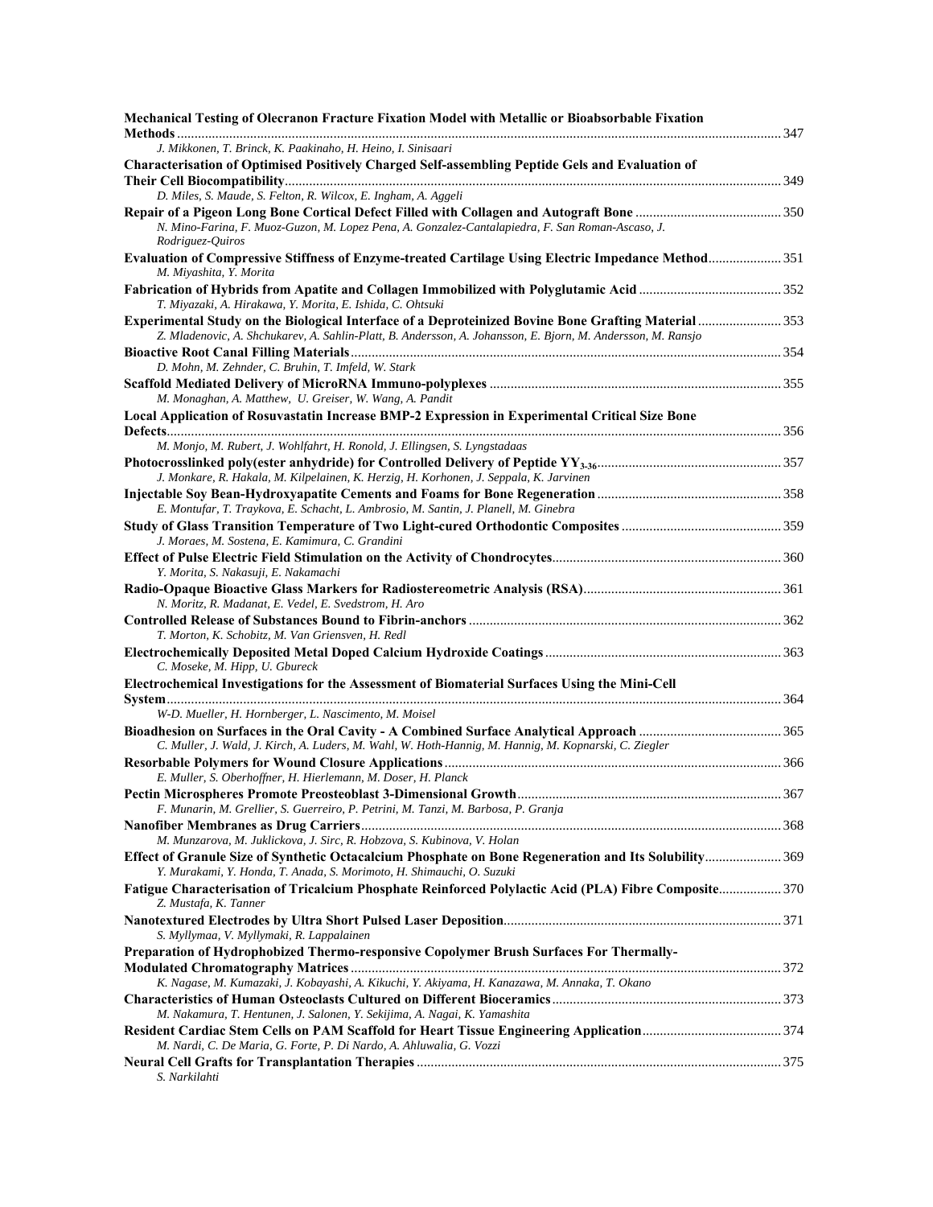**Mechanical Testing of Olecranon Fracture Fixation Model with Metallic or Bioabsorbable Fixation Methods** ........ 347
*J. Mikkonen, T. Brinck, K. Paakinaho, H. Heino, I. Sinisaari*

**Characterisation of Optimised Positively Charged Self-assembling Peptide Gels and Evaluation of Their Cell Biocompatibility** ........ 349
*D. Miles, S. Maude, S. Felton, R. Wilcox, E. Ingham, A. Aggeli*

**Repair of a Pigeon Long Bone Cortical Defect Filled with Collagen and Autograft Bone** ........ 350
*N. Mino-Farina, F. Muoz-Guzon, M. Lopez Pena, A. Gonzalez-Cantalapiedra, F. San Roman-Ascaso, J. Rodriguez-Quiros*

**Evaluation of Compressive Stiffness of Enzyme-treated Cartilage Using Electric Impedance Method** ........ 351
*M. Miyashita, Y. Morita*

**Fabrication of Hybrids from Apatite and Collagen Immobilized with Polyglutamic Acid** ........ 352
*T. Miyazaki, A. Hirakawa, Y. Morita, E. Ishida, C. Ohtsuki*

**Experimental Study on the Biological Interface of a Deproteinized Bovine Bone Grafting Material** ........ 353
*Z. Mladenovic, A. Shchukarev, A. Sahlin-Platt, B. Andersson, A. Johansson, E. Bjorn, M. Andersson, M. Ransjo*

**Bioactive Root Canal Filling Materials** ........ 354
*D. Mohn, M. Zehnder, C. Bruhin, T. Imfeld, W. Stark*

**Scaffold Mediated Delivery of MicroRNA Immuno-polyplexes** ........ 355
*M. Monaghan, A. Matthew, U. Greiser, W. Wang, A. Pandit*

**Local Application of Rosuvastatin Increase BMP-2 Expression in Experimental Critical Size Bone Defects** ........ 356
*M. Monjo, M. Rubert, J. Wohlfahrt, H. Ronold, J. Ellingsen, S. Lyngstadaas*

**Photocrosslinked poly(ester anhydride) for Controlled Delivery of Peptide $YY_{3\text{-}36}$** ........ 357
*J. Monkare, R. Hakala, M. Kilpelainen, K. Herzig, H. Korhonen, J. Seppala, K. Jarvinen*

**Injectable Soy Bean-Hydroxyapatite Cements and Foams for Bone Regeneration** ........ 358
*E. Montufar, T. Traykova, E. Schacht, L. Ambrosio, M. Santin, J. Planell, M. Ginebra*

**Study of Glass Transition Temperature of Two Light-cured Orthodontic Composites** ........ 359
*J. Moraes, M. Sostena, E. Kamimura, C. Grandini*

**Effect of Pulse Electric Field Stimulation on the Activity of Chondrocytes** ........ 360
*Y. Morita, S. Nakasuji, E. Nakamachi*

**Radio-Opaque Bioactive Glass Markers for Radiostereometric Analysis (RSA)** ........ 361
*N. Moritz, R. Madanat, E. Vedel, E. Svedstrom, H. Aro*

**Controlled Release of Substances Bound to Fibrin-anchors** ........ 362
*T. Morton, K. Schobitz, M. Van Griensven, H. Redl*

**Electrochemically Deposited Metal Doped Calcium Hydroxide Coatings** ........ 363
*C. Moseke, M. Hipp, U. Gbureck*

**Electrochemical Investigations for the Assessment of Biomaterial Surfaces Using the Mini-Cell System** ........ 364
*W-D. Mueller, H. Hornberger, L. Nascimento, M. Moisel*

**Bioadhesion on Surfaces in the Oral Cavity - A Combined Surface Analytical Approach** ........ 365
*C. Muller, J. Wald, J. Kirch, A. Luders, M. Wahl, W. Hoth-Hannig, M. Hannig, M. Kopnarski, C. Ziegler*

**Resorbable Polymers for Wound Closure Applications** ........ 366
*E. Muller, S. Oberhoffner, H. Hierlemann, M. Doser, H. Planck*

**Pectin Microspheres Promote Preosteoblast 3-Dimensional Growth** ........ 367
*F. Munarin, M. Grellier, S. Guerreiro, P. Petrini, M. Tanzi, M. Barbosa, P. Granja*

**Nanofiber Membranes as Drug Carriers** ........ 368
*M. Munzarova, M. Juklickova, J. Sirc, R. Hobzova, S. Kubinova, V. Holan*

**Effect of Granule Size of Synthetic Octacalcium Phosphate on Bone Regeneration and Its Solubility** ........ 369
*Y. Murakami, Y. Honda, T. Anada, S. Morimoto, H. Shimauchi, O. Suzuki*

**Fatigue Characterisation of Tricalcium Phosphate Reinforced Polylactic Acid (PLA) Fibre Composite** ........ 370
*Z. Mustafa, K. Tanner*

**Nanotextured Electrodes by Ultra Short Pulsed Laser Deposition** ........ 371
*S. Myllymaa, V. Myllymaki, R. Lappalainen*

**Preparation of Hydrophobized Thermo-responsive Copolymer Brush Surfaces For Thermally-Modulated Chromatography Matrices** ........ 372
*K. Nagase, M. Kumazaki, J. Kobayashi, A. Kikuchi, Y. Akiyama, H. Kanazawa, M. Annaka, T. Okano*

**Characteristics of Human Osteoclasts Cultured on Different Bioceramics** ........ 373
*M. Nakamura, T. Hentunen, J. Salonen, Y. Sekijima, A. Nagai, K. Yamashita*

**Resident Cardiac Stem Cells on PAM Scaffold for Heart Tissue Engineering Application** ........ 374
*M. Nardi, C. De Maria, G. Forte, P. Di Nardo, A. Ahluwalia, G. Vozzi*

**Neural Cell Grafts for Transplantation Therapies** ........ 375
*S. Narkilahti*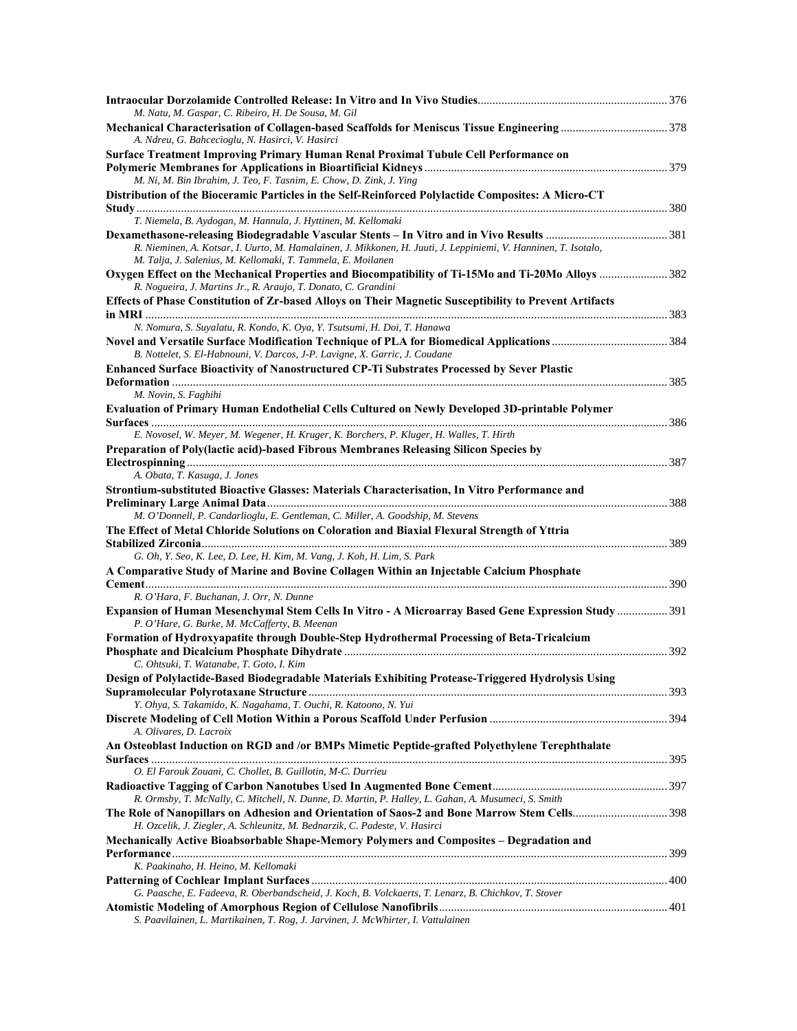**Intraocular Dorzolamide Controlled Release: In Vitro and In Vivo Studies**............................................................... 376
*M. Natu, M. Gaspar, C. Ribeiro, H. De Sousa, M. Gil*

**Mechanical Characterisation of Collagen-based Scaffolds for Meniscus Tissue Engineering**................................... 378
*A. Ndreu, G. Bahcecioglu, N. Hasirci, V. Hasirci*

**Surface Treatment Improving Primary Human Renal Proximal Tubule Cell Performance on Polymeric Membranes for Applications in Bioartificial Kidneys**................................................................................. 379
*M. Ni, M. Bin Ibrahim, J. Teo, F. Tasnim, E. Chow, D. Zink, J. Ying*

**Distribution of the Bioceramic Particles in the Self-Reinforced Polylactide Composites: A Micro-CT Study**.................................................................................................................................................................... 380
*T. Niemela, B. Aydogan, M. Hannula, J. Hyttinen, M. Kellomaki*

**Dexamethasone-releasing Biodegradable Vascular Stents – In Vitro and in Vivo Results** ......................................... 381
*R. Nieminen, A. Kotsar, I. Uurto, M. Hamalainen, J. Mikkonen, H. Juuti, J. Leppiniemi, V. Hanninen, T. Isotalo, M. Talja, J. Salenius, M. Kellomaki, T. Tammela, E. Moilanen*

**Oxygen Effect on the Mechanical Properties and Biocompatibility of Ti-15Mo and Ti-20Mo Alloys** ....................... 382
*R. Nogueira, J. Martins Jr., R. Araujo, T. Donato, C. Grandini*

**Effects of Phase Constitution of Zr-based Alloys on Their Magnetic Susceptibility to Prevent Artifacts in MRI** ............................................................................................................................................................... 383
*N. Nomura, S. Suyalatu, R. Kondo, K. Oya, Y. Tsutsumi, H. Doi, T. Hanawa*

**Novel and Versatile Surface Modification Technique of PLA for Biomedical Applications**....................................... 384
*B. Nottelet, S. El-Habnouni, V. Darcos, J-P. Lavigne, X. Garric, J. Coudane*

**Enhanced Surface Bioactivity of Nanostructured CP-Ti Substrates Processed by Sever Plastic Deformation** ......................................................................................................................................................... 385
*M. Novin, S. Faghihi*

**Evaluation of Primary Human Endothelial Cells Cultured on Newly Developed 3D-printable Polymer Surfaces** .............................................................................................................................................................. 386
*E. Novosel, W. Meyer, M. Wegener, H. Kruger, K. Borchers, P. Kluger, H. Walles, T. Hirth*

**Preparation of Poly(lactic acid)-based Fibrous Membranes Releasing Silicon Species by Electrospinning**.................................................................................................................................................. 387
*A. Obata, T. Kasuga, J. Jones*

**Strontium-substituted Bioactive Glasses: Materials Characterisation, In Vitro Performance and Preliminary Large Animal Data**...................................................................................................................... 388
*M. O'Donnell, P. Candarlioglu, E. Gentleman, C. Miller, A. Goodship, M. Stevens*

**The Effect of Metal Chloride Solutions on Coloration and Biaxial Flexural Strength of Yttria Stabilized Zirconia**............................................................................................................................................ 389
*G. Oh, Y. Seo, K. Lee, D. Lee, H. Kim, M. Vang, J. Koh, H. Lim, S. Park*

**A Comparative Study of Marine and Bovine Collagen Within an Injectable Calcium Phosphate Cement**................................................................................................................................................................ 390
*R. O'Hara, F. Buchanan, J. Orr, N. Dunne*

**Expansion of Human Mesenchymal Stem Cells In Vitro - A Microarray Based Gene Expression Study** ................. 391
*P. O'Hare, G. Burke, M. McCafferty, B. Meenan*

**Formation of Hydroxyapatite through Double-Step Hydrothermal Processing of Beta-Tricalcium Phosphate and Dicalcium Phosphate Dihydrate** ............................................................................................ 392
*C. Ohtsuki, T. Watanabe, T. Goto, I. Kim*

**Design of Polylactide-Based Biodegradable Materials Exhibiting Protease-Triggered Hydrolysis Using Supramolecular Polyrotaxane Structure**......................................................................................................... 393
*Y. Ohya, S. Takamido, K. Nagahama, T. Ouchi, R. Katoono, N. Yui*

**Discrete Modeling of Cell Motion Within a Porous Scaffold Under Perfusion** ............................................................ 394
*A. Olivares, D. Lacroix*

**An Osteoblast Induction on RGD and /or BMPs Mimetic Peptide-grafted Polyethylene Terephthalate Surfaces** ............................................................................................................................................................. 395
*O. El Farouk Zouani, C. Chollet, B. Guillotin, M-C. Durrieu*

**Radioactive Tagging of Carbon Nanotubes Used In Augmented Bone Cement**........................................................... 397
*R. Ormsby, T. McNally, C. Mitchell, N. Dunne, D. Martin, P. Halley, L. Gahan, A. Musumeci, S. Smith*

**The Role of Nanopillars on Adhesion and Orientation of Saos-2 and Bone Marrow Stem Cells**................................ 398
*H. Ozcelik, J. Ziegler, A. Schleunitz, M. Bednarzik, C. Padeste, V. Hasirci*

**Mechanically Active Bioabsorbable Shape-Memory Polymers and Composites – Degradation and Performance**...................................................................................................................................................... 399
*K. Paakinaho, H. Heino, M. Kellomaki*

**Patterning of Cochlear Implant Surfaces**........................................................................................................ 400
*G. Paasche, E. Fadeeva, R. Oberbandscheid, J. Koch, B. Volckaerts, T. Lenarz, B. Chichkov, T. Stover*

**Atomistic Modeling of Amorphous Region of Cellulose Nanofibrils**............................................................................ 401
*S. Paavilainen, L. Martikainen, T. Rog, J. Jarvinen, J. McWhirter, I. Vattulainen*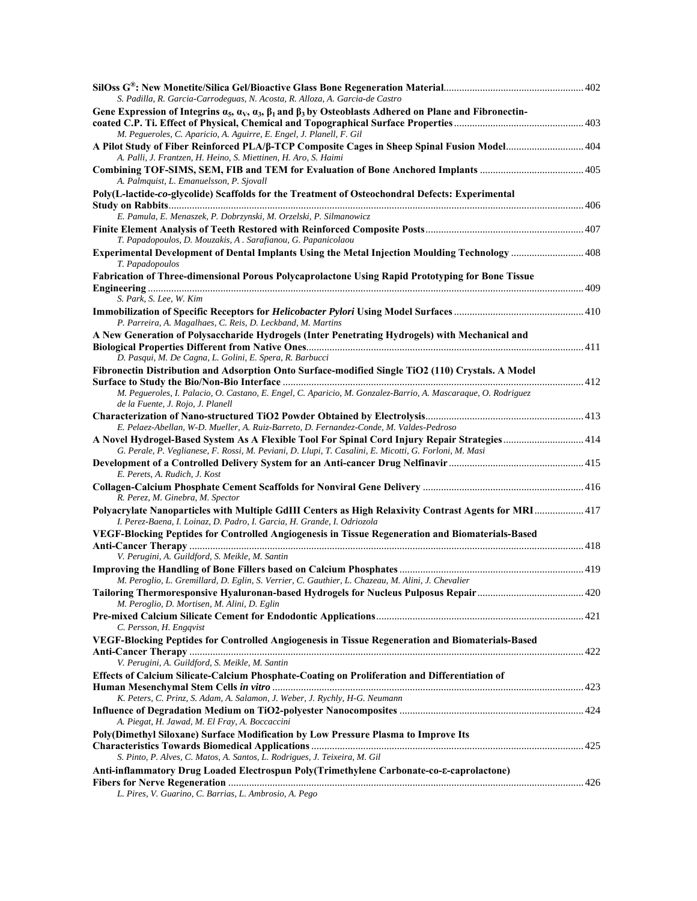**SilOss G®: New Monetite/Silica Gel/Bioactive Glass Bone Regeneration Material** ..... 402
*S. Padilla, R. Garcia-Carrodeguas, N. Acosta, R. Alloza, A. Garcia-de Castro*

**Gene Expression of Integrins $\alpha_5$, $\alpha_V$, $\alpha_3$, $\beta_1$ and $\beta_3$ by Osteoblasts Adhered on Plane and Fibronectin-coated C.P. Ti. Effect of Physical, Chemical and Topographical Surface Properties** ..... 403
*M. Pegueroles, C. Aparicio, A. Aguirre, E. Engel, J. Planell, F. Gil*

**A Pilot Study of Fiber Reinforced PLA/β-TCP Composite Cages in Sheep Spinal Fusion Model** ..... 404
*A. Palli, J. Frantzen, H. Heino, S. Miettinen, H. Aro, S. Haimi*

**Combining TOF-SIMS, SEM, FIB and TEM for Evaluation of Bone Anchored Implants** ..... 405
*A. Palmquist, L. Emanuelsson, P. Sjovall*

**Poly(L-lactide-*co*-glycolide) Scaffolds for the Treatment of Osteochondral Defects: Experimental Study on Rabbits** ..... 406
*E. Pamula, E. Menaszek, P. Dobrzynski, M. Orzelski, P. Silmanowicz*

**Finite Element Analysis of Teeth Restored with Reinforced Composite Posts** ..... 407
*T. Papadopoulos, D. Mouzakis, A . Sarafianou, G. Papanicolaou*

**Experimental Development of Dental Implants Using the Metal Injection Moulding Technology** ..... 408
*T. Papadopoulos*

**Fabrication of Three-dimensional Porous Polycaprolactone Using Rapid Prototyping for Bone Tissue Engineering** ..... 409
*S. Park, S. Lee, W. Kim*

**Immobilization of Specific Receptors for *Helicobacter Pylori* Using Model Surfaces** ..... 410
*P. Parreira, A. Magalhaes, C. Reis, D. Leckband, M. Martins*

**A New Generation of Polysaccharide Hydrogels (Inter Penetrating Hydrogels) with Mechanical and Biological Properties Different from Native Ones** ..... 411
*D. Pasqui, M. De Cagna, L. Golini, E. Spera, R. Barbucci*

**Fibronectin Distribution and Adsorption Onto Surface-modified Single TiO2 (110) Crystals. A Model Surface to Study the Bio/Non-Bio Interface** ..... 412
*M. Pegueroles, I. Palacio, O. Castano, E. Engel, C. Aparicio, M. Gonzalez-Barrio, A. Mascaraque, O. Rodriguez de la Fuente, J. Rojo, J. Planell*

**Characterization of Nano-structured TiO2 Powder Obtained by Electrolysis** ..... 413
*E. Pelaez-Abellan, W-D. Mueller, A. Ruiz-Barreto, D. Fernandez-Conde, M. Valdes-Pedroso*

**A Novel Hydrogel-Based System As A Flexible Tool For Spinal Cord Injury Repair Strategies** ..... 414
*G. Perale, P. Veglianese, F. Rossi, M. Peviani, D. Llupi, T. Casalini, E. Micotti, G. Forloni, M. Masi*

**Development of a Controlled Delivery System for an Anti-cancer Drug Nelfinavir** ..... 415
*E. Perets, A. Rudich, J. Kost*

**Collagen-Calcium Phosphate Cement Scaffolds for Nonviral Gene Delivery** ..... 416
*R. Perez, M. Ginebra, M. Spector*

**Polyacrylate Nanoparticles with Multiple GdIII Centers as High Relaxivity Contrast Agents for MRI** ..... 417
*I. Perez-Baena, I. Loinaz, D. Padro, I. Garcia, H. Grande, I. Odriozola*

**VEGF-Blocking Peptides for Controlled Angiogenesis in Tissue Regeneration and Biomaterials-Based Anti-Cancer Therapy** ..... 418
*V. Perugini, A. Guildford, S. Meikle, M. Santin*

**Improving the Handling of Bone Fillers based on Calcium Phosphates** ..... 419
*M. Peroglio, L. Gremillard, D. Eglin, S. Verrier, C. Gauthier, L. Chazeau, M. Alini, J. Chevalier*

**Tailoring Thermoresponsive Hyaluronan-based Hydrogels for Nucleus Pulposus Repair** ..... 420
*M. Peroglio, D. Mortisen, M. Alini, D. Eglin*

**Pre-mixed Calcium Silicate Cement for Endodontic Applications** ..... 421
*C. Persson, H. Engqvist*

**VEGF-Blocking Peptides for Controlled Angiogenesis in Tissue Regeneration and Biomaterials-Based Anti-Cancer Therapy** ..... 422
*V. Perugini, A. Guildford, S. Meikle, M. Santin*

**Effects of Calcium Silicate-Calcium Phosphate-Coating on Proliferation and Differentiation of Human Mesenchymal Stem Cells *in vitro*** ..... 423
*K. Peters, C. Prinz, S. Adam, A. Salamon, J. Weber, J. Rychly, H-G. Neumann*

**Influence of Degradation Medium on TiO2-polyester Nanocomposites** ..... 424
*A. Piegat, H. Jawad, M. El Fray, A. Boccaccini*

**Poly(Dimethyl Siloxane) Surface Modification by Low Pressure Plasma to Improve Its Characteristics Towards Biomedical Applications** ..... 425
*S. Pinto, P. Alves, C. Matos, A. Santos, L. Rodrigues, J. Teixeira, M. Gil*

**Anti-inflammatory Drug Loaded Electrospun Poly(Trimethylene Carbonate-co-ε-caprolactone) Fibers for Nerve Regeneration** ..... 426
*L. Pires, V. Guarino, C. Barrias, L. Ambrosio, A. Pego*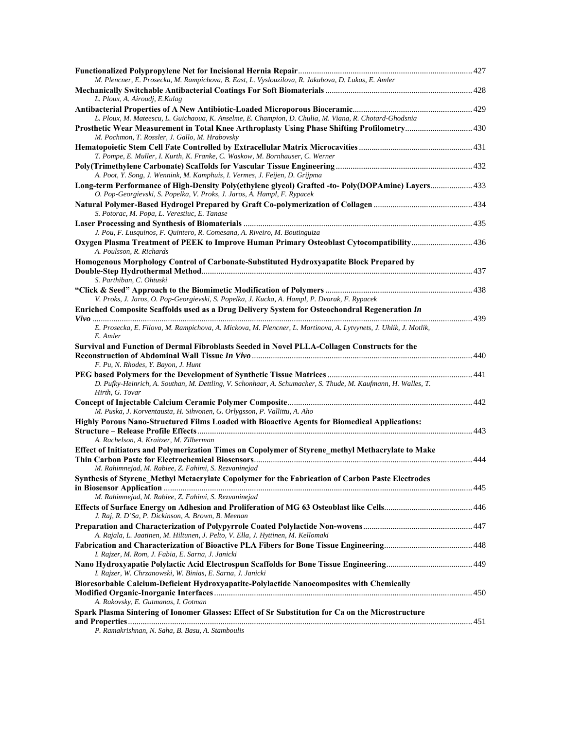**Functionalized Polypropylene Net for Incisional Hernia Repair** ........ 427
*M. Plencner, E. Prosecka, M. Rampichova, B. East, L. Vyslouzilova, R. Jakubova, D. Lukas, E. Amler*

**Mechanically Switchable Antibacterial Coatings For Soft Biomaterials** ........ 428
*L. Ploux, A. Airoudj, E.Kulag*

**Antibacterial Properties of A New Antibiotic-Loaded Microporous Bioceramic** ........ 429
*L. Ploux, M. Mateescu, L. Guichaoua, K. Anselme, E. Champion, D. Chulia, M. Viana, R. Chotard-Ghodsnia*

**Prosthetic Wear Measurement in Total Knee Arthroplasty Using Phase Shifting Profilometry** ........ 430
*M. Pochmon, T. Rossler, J. Gallo, M. Hrabovsky*

**Hematopoietic Stem Cell Fate Controlled by Extracellular Matrix Microcavities** ........ 431
*T. Pompe, E. Muller, I. Kurth, K. Franke, C. Waskow, M. Bornhauser, C. Werner*

**Poly(Trimethylene Carbonate) Scaffolds for Vascular Tissue Engineering** ........ 432
*A. Poot, Y. Song, J. Wennink, M. Kamphuis, I. Vermes, J. Feijen, D. Grijpma*

**Long-term Performance of High-Density Poly(ethylene glycol) Grafted -to- Poly(DOPAmine) Layers** ........ 433
*O. Pop-Georgievski, S. Popelka, V. Proks, J. Jaros, A. Hampl, F. Rypacek*

**Natural Polymer-Based Hydrogel Prepared by Graft Co-polymerization of Collagen** ........ 434
*S. Potorac, M. Popa, L. Verestiuc, E. Tanase*

**Laser Processing and Synthesis of Biomaterials** ........ 435
*J. Pou, F. Lusquinos, F. Quintero, R. Comesana, A. Riveiro, M. Boutinguiza*

**Oxygen Plasma Treatment of PEEK to Improve Human Primary Osteoblast Cytocompatibility** ........ 436
*A. Poulsson, R. Richards*

**Homogenous Morphology Control of Carbonate-Substituted Hydroxyapatite Block Prepared by Double-Step Hydrothermal Method** ........ 437
*S. Parthiban, C. Ohtuski*

**"Click & Seed" Approach to the Biomimetic Modification of Polymers** ........ 438
*V. Proks, J. Jaros, O. Pop-Georgievski, S. Popelka, J. Kucka, A. Hampl, P. Dvorak, F. Rypacek*

**Enriched Composite Scaffolds used as a Drug Delivery System for Osteochondral Regeneration *In Vivo*** ........ 439
*E. Prosecka, E. Filova, M. Rampichova, A. Mickova, M. Plencner, L. Martinova, A. Lytvynets, J. Uhlik, J. Motlik, E. Amler*

**Survival and Function of Dermal Fibroblasts Seeded in Novel PLLA-Collagen Constructs for the Reconstruction of Abdominal Wall Tissue *In Vivo*** ........ 440
*F. Pu, N. Rhodes, Y. Bayon, J. Hunt*

**PEG based Polymers for the Development of Synthetic Tissue Matrices** ........ 441
*D. Pufky-Heinrich, A. Southan, M. Dettling, V. Schonhaar, A. Schumacher, S. Thude, M. Kaufmann, H. Walles, T. Hirth, G. Tovar*

**Concept of Injectable Calcium Ceramic Polymer Composite** ........ 442
*M. Puska, J. Korventausta, H. Sihvonen, G. Orlygsson, P. Vallittu, A. Aho*

**Highly Porous Nano-Structured Films Loaded with Bioactive Agents for Biomedical Applications: Structure – Release Profile Effects** ........ 443
*A. Rachelson, A. Kraitzer, M. Zilberman*

**Effect of Initiators and Polymerization Times on Copolymer of Styrene_methyl Methacrylate to Make Thin Carbon Paste for Electrochemical Biosensors** ........ 444
*M. Rahimnejad, M. Rabiee, Z. Fahimi, S. Rezvaninejad*

**Synthesis of Styrene_Methyl Metacrylate Copolymer for the Fabrication of Carbon Paste Electrodes in Biosensor Application** ........ 445
*M. Rahimnejad, M. Rabiee, Z. Fahimi, S. Rezvaninejad*

**Effects of Surface Energy on Adhesion and Proliferation of MG 63 Osteoblast like Cells** ........ 446
*J. Raj, R. D'Sa, P. Dickinson, A. Brown, B. Meenan*

**Preparation and Characterization of Polypyrrole Coated Polylactide Non-wovens** ........ 447
*A. Rajala, L. Jaatinen, M. Hiltunen, J. Pelto, V. Ella, J. Hyttinen, M. Kellomaki*

**Fabrication and Characterization of Bioactive PLA Fibers for Bone Tissue Engineering** ........ 448
*I. Rajzer, M. Rom, J. Fabia, E. Sarna, J. Janicki*

**Nano Hydroxyapatie Polylactic Acid Electrospun Scaffolds for Bone Tissue Engineering** ........ 449
*I. Rajzer, W. Chrzanowski, W. Binias, E. Sarna, J. Janicki*

**Bioresorbable Calcium-Deficient Hydroxyapatite-Polylactide Nanocomposites with Chemically Modified Organic-Inorganic Interfaces** ........ 450
*A. Rakovsky, E. Gutmanas, I. Gotman*

**Spark Plasma Sintering of Ionomer Glasses: Effect of Sr Substitution for Ca on the Microstructure and Properties** ........ 451
*P. Ramakrishnan, N. Saha, B. Basu, A. Stamboulis*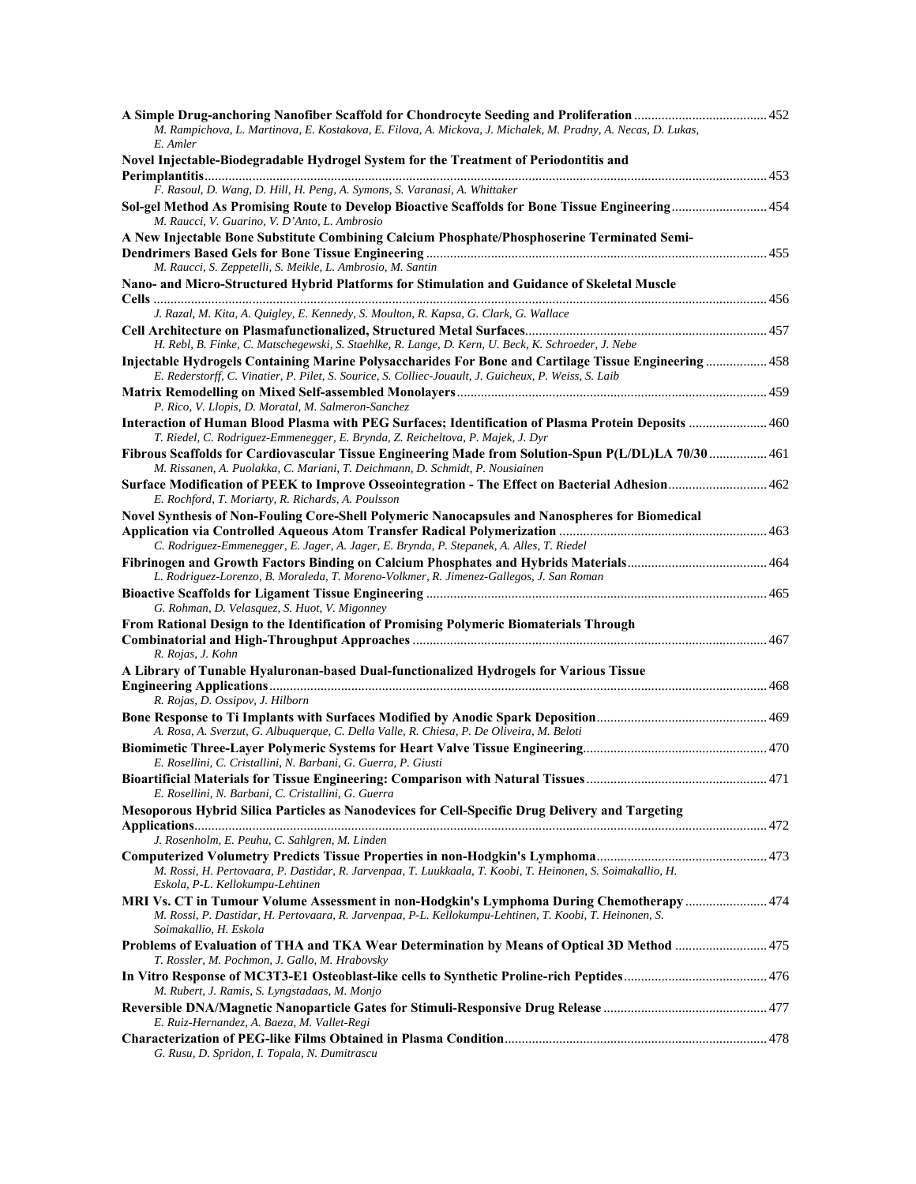**A Simple Drug-anchoring Nanofiber Scaffold for Chondrocyte Seeding and Proliferation** ...................................... 452
*M. Rampichova, L. Martinova, E. Kostakova, E. Filova, A. Mickova, J. Michalek, M. Pradny, A. Necas, D. Lukas, E. Amler*

**Novel Injectable-Biodegradable Hydrogel System for the Treatment of Periodontitis and Perimplantitis**.................................................................................................................................................. 453
*F. Rasoul, D. Wang, D. Hill, H. Peng, A. Symons, S. Varanasi, A. Whittaker*

**Sol-gel Method As Promising Route to Develop Bioactive Scaffolds for Bone Tissue Engineering**........................... 454
*M. Raucci, V. Guarino, V. D'Anto, L. Ambrosio*

**A New Injectable Bone Substitute Combining Calcium Phosphate/Phosphoserine Terminated Semi-Dendrimers Based Gels for Bone Tissue Engineering** .................................................................................................. 455
*M. Raucci, S. Zeppetelli, S. Meikle, L. Ambrosio, M. Santin*

**Nano- and Micro-Structured Hybrid Platforms for Stimulation and Guidance of Skeletal Muscle Cells** ................................................................................................................................................................ 456
*J. Razal, M. Kita, A. Quigley, E. Kennedy, S. Moulton, R. Kapsa, G. Clark, G. Wallace*

**Cell Architecture on Plasmafunctionalized, Structured Metal Surfaces**..................................................................... 457
*H. Rebl, B. Finke, C. Matschegewski, S. Staehlke, R. Lange, D. Kern, U. Beck, K. Schroeder, J. Nebe*

**Injectable Hydrogels Containing Marine Polysaccharides For Bone and Cartilage Tissue Engineering** ................. 458
*E. Rederstorff, C. Vinatier, P. Pilet, S. Sourice, S. Colliec-Jouault, J. Guicheux, P. Weiss, S. Laib*

**Matrix Remodelling on Mixed Self-assembled Monolayers**......................................................................................... 459
*P. Rico, V. Llopis, D. Moratal, M. Salmeron-Sanchez*

**Interaction of Human Blood Plasma with PEG Surfaces; Identification of Plasma Protein Deposits** ...................... 460
*T. Riedel, C. Rodriguez-Emmenegger, E. Brynda, Z. Reicheltova, P. Majek, J. Dyr*

**Fibrous Scaffolds for Cardiovascular Tissue Engineering Made from Solution-Spun P(L/DL)LA 70/30** ................ 461
*M. Rissanen, A. Puolakka, C. Mariani, T. Deichmann, D. Schmidt, P. Nousiainen*

**Surface Modification of PEEK to Improve Osseointegration - The Effect on Bacterial Adhesion**............................ 462
*E. Rochford, T. Moriarty, R. Richards, A. Poulsson*

**Novel Synthesis of Non-Fouling Core-Shell Polymeric Nanocapsules and Nanospheres for Biomedical Application via Controlled Aqueous Atom Transfer Radical Polymerization** ............................................................ 463
*C. Rodriguez-Emmenegger, E. Jager, A. Jager, E. Brynda, P. Stepanek, A. Alles, T. Riedel*

**Fibrinogen and Growth Factors Binding on Calcium Phosphates and Hybrids Materials**........................................ 464
*L. Rodriguez-Lorenzo, B. Moraleda, T. Moreno-Volkmer, R. Jimenez-Gallegos, J. San Roman*

**Bioactive Scaffolds for Ligament Tissue Engineering** .................................................................................................. 465
*G. Rohman, D. Velasquez, S. Huot, V. Migonney*

**From Rational Design to the Identification of Promising Polymeric Biomaterials Through Combinatorial and High-Throughput Approaches** ...................................................................................................... 467
*R. Rojas, J. Kohn*

**A Library of Tunable Hyaluronan-based Dual-functionalized Hydrogels for Various Tissue Engineering Applications**................................................................................................................................................. 468
*R. Rojas, D. Ossipov, J. Hilborn*

**Bone Response to Ti Implants with Surfaces Modified by Anodic Spark Deposition**................................................ 469
*A. Rosa, A. Sverzut, G. Albuquerque, C. Della Valle, R. Chiesa, P. De Oliveira, M. Beloti*

**Biomimetic Three-Layer Polymeric Systems for Heart Valve Tissue Engineering**..................................................... 470
*E. Rosellini, C. Cristallini, N. Barbani, G. Guerra, P. Giusti*

**Bioartificial Materials for Tissue Engineering: Comparison with Natural Tissues**.................................................... 471
*E. Rosellini, N. Barbani, C. Cristallini, G. Guerra*

**Mesoporous Hybrid Silica Particles as Nanodevices for Cell-Specific Drug Delivery and Targeting Applications**...................................................................................................................................................... 472
*J. Rosenholm, E. Peuhu, C. Sahlgren, M. Linden*

**Computerized Volumetry Predicts Tissue Properties in non-Hodgkin's Lymphoma**................................................. 473
*M. Rossi, H. Pertovaara, P. Dastidar, R. Jarvenpaa, T. Luukkaala, T. Koobi, T. Heinonen, S. Soimakallio, H. Eskola, P-L. Kellokumpu-Lehtinen*

**MRI Vs. CT in Tumour Volume Assessment in non-Hodgkin's Lymphoma During Chemotherapy** ....................... 474
*M. Rossi, P. Dastidar, H. Pertovaara, R. Jarvenpaa, P-L. Kellokumpu-Lehtinen, T. Koobi, T. Heinonen, S. Soimakallio, H. Eskola*

**Problems of Evaluation of THA and TKA Wear Determination by Means of Optical 3D Method** .......................... 475
*T. Rossler, M. Pochmon, J. Gallo, M. Hrabovsky*

**In Vitro Response of MC3T3-E1 Osteoblast-like cells to Synthetic Proline-rich Peptides**......................................... 476
*M. Rubert, J. Ramis, S. Lyngstadaas, M. Monjo*

**Reversible DNA/Magnetic Nanoparticle Gates for Stimuli-Responsive Drug Release** ............................................... 477
*E. Ruiz-Hernandez, A. Baeza, M. Vallet-Regi*

**Characterization of PEG-like Films Obtained in Plasma Condition**........................................................................... 478
*G. Rusu, D. Spridon, I. Topala, N. Dumitrascu*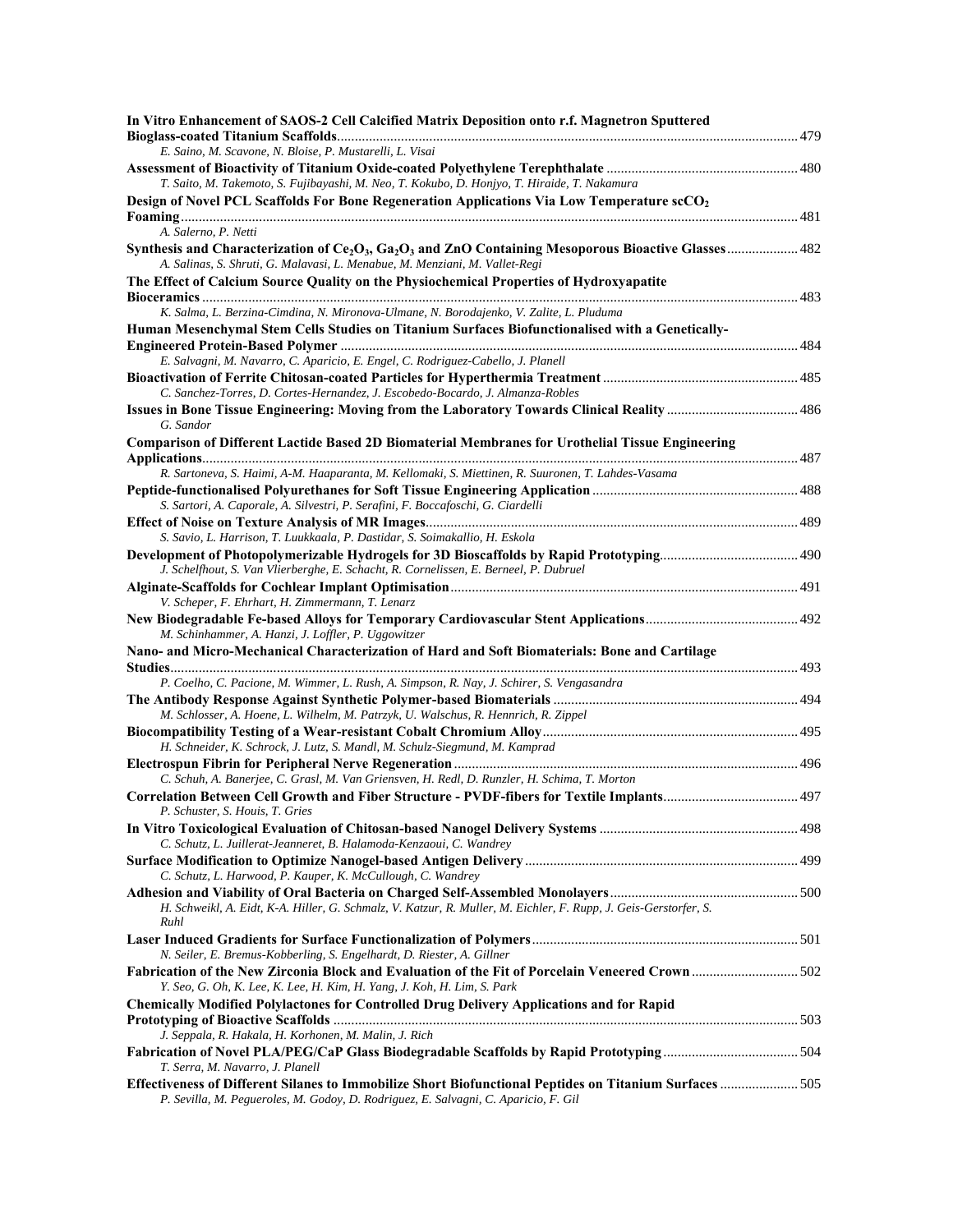**In Vitro Enhancement of SAOS-2 Cell Calcified Matrix Deposition onto r.f. Magnetron Sputtered Bioglass-coated Titanium Scaffolds** ........ 479
*E. Saino, M. Scavone, N. Bloise, P. Mustarelli, L. Visai*

**Assessment of Bioactivity of Titanium Oxide-coated Polyethylene Terephthalate** ........ 480
*T. Saito, M. Takemoto, S. Fujibayashi, M. Neo, T. Kokubo, D. Honjyo, T. Hiraide, T. Nakamura*

**Design of Novel PCL Scaffolds For Bone Regeneration Applications Via Low Temperature $scCO_2$ Foaming** ........ 481
*A. Salerno, P. Netti*

**Synthesis and Characterization of $Ce_2O_3$, $Ga_2O_3$ and ZnO Containing Mesoporous Bioactive Glasses** ........ 482
*A. Salinas, S. Shruti, G. Malavasi, L. Menabue, M. Menziani, M. Vallet-Regi*

**The Effect of Calcium Source Quality on the Physiochemical Properties of Hydroxyapatite Bioceramics** ........ 483
*K. Salma, L. Berzina-Cimdina, N. Mironova-Ulmane, N. Borodajenko, V. Zalite, L. Pluduma*

**Human Mesenchymal Stem Cells Studies on Titanium Surfaces Biofunctionalised with a Genetically-Engineered Protein-Based Polymer** ........ 484
*E. Salvagni, M. Navarro, C. Aparicio, E. Engel, C. Rodriguez-Cabello, J. Planell*

**Bioactivation of Ferrite Chitosan-coated Particles for Hyperthermia Treatment** ........ 485
*C. Sanchez-Torres, D. Cortes-Hernandez, J. Escobedo-Bocardo, J. Almanza-Robles*

**Issues in Bone Tissue Engineering: Moving from the Laboratory Towards Clinical Reality** ........ 486
*G. Sandor*

**Comparison of Different Lactide Based 2D Biomaterial Membranes for Urothelial Tissue Engineering Applications** ........ 487
*R. Sartoneva, S. Haimi, A-M. Haaparanta, M. Kellomaki, S. Miettinen, R. Suuronen, T. Lahdes-Vasama*

**Peptide-functionalised Polyurethanes for Soft Tissue Engineering Application** ........ 488
*S. Sartori, A. Caporale, A. Silvestri, P. Serafini, F. Boccafoschi, G. Ciardelli*

**Effect of Noise on Texture Analysis of MR Images** ........ 489
*S. Savio, L. Harrison, T. Luukkaala, P. Dastidar, S. Soimakallio, H. Eskola*

**Development of Photopolymerizable Hydrogels for 3D Bioscaffolds by Rapid Prototyping** ........ 490
*J. Schelfhout, S. Van Vlierberghe, E. Schacht, R. Cornelissen, E. Berneel, P. Dubruel*

**Alginate-Scaffolds for Cochlear Implant Optimisation** ........ 491
*V. Scheper, F. Ehrhart, H. Zimmermann, T. Lenarz*

**New Biodegradable Fe-based Alloys for Temporary Cardiovascular Stent Applications** ........ 492
*M. Schinhammer, A. Hanzi, J. Loffler, P. Uggowitzer*

**Nano- and Micro-Mechanical Characterization of Hard and Soft Biomaterials: Bone and Cartilage Studies** ........ 493
*P. Coelho, C. Pacione, M. Wimmer, L. Rush, A. Simpson, R. Nay, J. Schirer, S. Vengasandra*

**The Antibody Response Against Synthetic Polymer-based Biomaterials** ........ 494
*M. Schlosser, A. Hoene, L. Wilhelm, M. Patrzyk, U. Walschus, R. Hennrich, R. Zippel*

**Biocompatibility Testing of a Wear-resistant Cobalt Chromium Alloy** ........ 495
*H. Schneider, K. Schrock, J. Lutz, S. Mandl, M. Schulz-Siegmund, M. Kamprad*

**Electrospun Fibrin for Peripheral Nerve Regeneration** ........ 496
*C. Schuh, A. Banerjee, C. Grasl, M. Van Griensven, H. Redl, D. Runzler, H. Schima, T. Morton*

**Correlation Between Cell Growth and Fiber Structure - PVDF-fibers for Textile Implants** ........ 497
*P. Schuster, S. Houis, T. Gries*

**In Vitro Toxicological Evaluation of Chitosan-based Nanogel Delivery Systems** ........ 498
*C. Schutz, L. Juillerat-Jeanneret, B. Halamoda-Kenzaoui, C. Wandrey*

**Surface Modification to Optimize Nanogel-based Antigen Delivery** ........ 499
*C. Schutz, L. Harwood, P. Kauper, K. McCullough, C. Wandrey*

**Adhesion and Viability of Oral Bacteria on Charged Self-Assembled Monolayers** ........ 500
*H. Schweikl, A. Eidt, K-A. Hiller, G. Schmalz, V. Katzur, R. Muller, M. Eichler, F. Rupp, J. Geis-Gerstorfer, S. Ruhl*

**Laser Induced Gradients for Surface Functionalization of Polymers** ........ 501
*N. Seiler, E. Bremus-Kobberling, S. Engelhardt, D. Riester, A. Gillner*

**Fabrication of the New Zirconia Block and Evaluation of the Fit of Porcelain Veneered Crown** ........ 502
*Y. Seo, G. Oh, K. Lee, K. Lee, H. Kim, H. Yang, J. Koh, H. Lim, S. Park*

**Chemically Modified Polylactones for Controlled Drug Delivery Applications and for Rapid Prototyping of Bioactive Scaffolds** ........ 503
*J. Seppala, R. Hakala, H. Korhonen, M. Malin, J. Rich*

**Fabrication of Novel PLA/PEG/CaP Glass Biodegradable Scaffolds by Rapid Prototyping** ........ 504
*T. Serra, M. Navarro, J. Planell*

**Effectiveness of Different Silanes to Immobilize Short Biofunctional Peptides on Titanium Surfaces** ........ 505
*P. Sevilla, M. Pegueroles, M. Godoy, D. Rodriguez, E. Salvagni, C. Aparicio, F. Gil*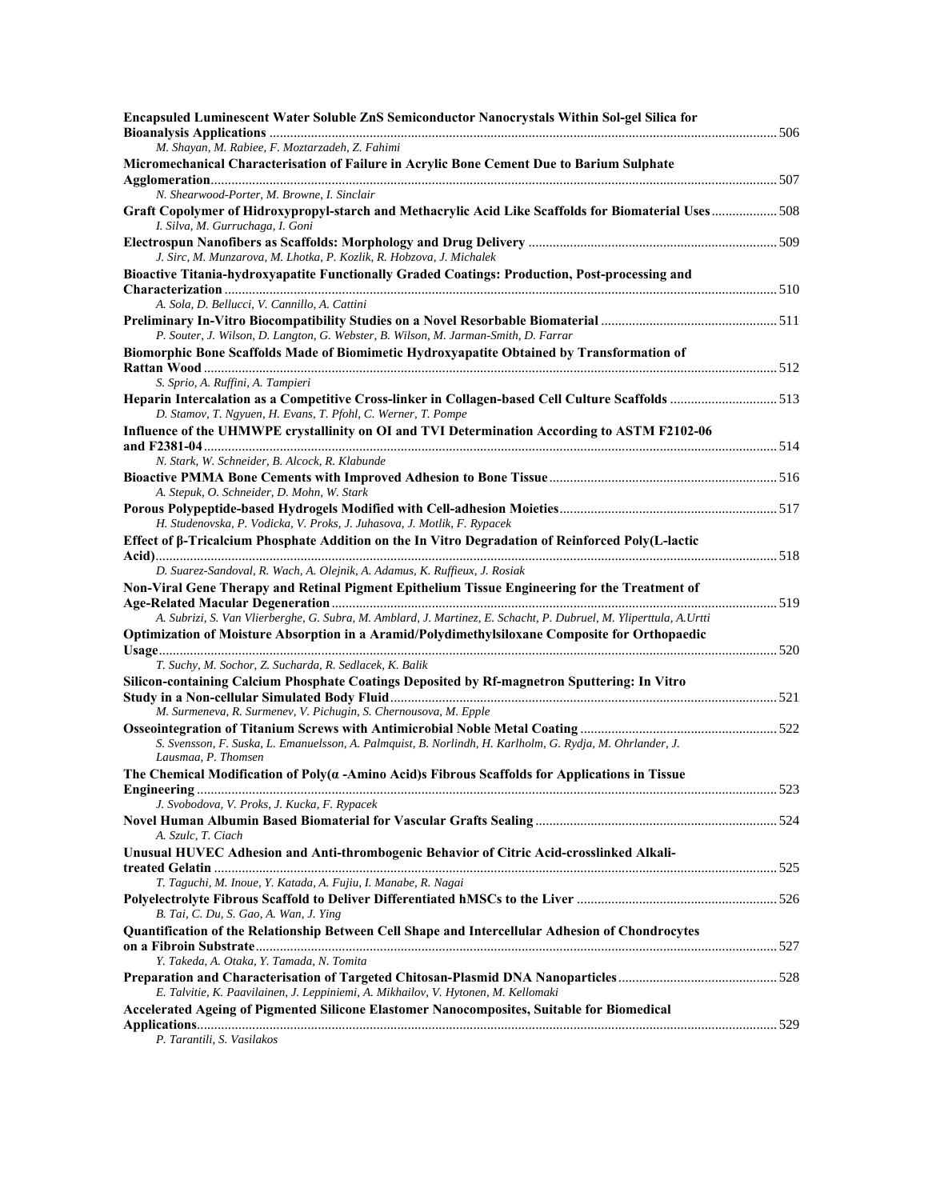**Encapsuled Luminescent Water Soluble ZnS Semiconductor Nanocrystals Within Sol-gel Silica for Bioanalysis Applications** ........ 506
*M. Shayan, M. Rabiee, F. Moztarzadeh, Z. Fahimi*

**Micromechanical Characterisation of Failure in Acrylic Bone Cement Due to Barium Sulphate Agglomeration** ........ 507
*N. Shearwood-Porter, M. Browne, I. Sinclair*

**Graft Copolymer of Hidroxypropyl-starch and Methacrylic Acid Like Scaffolds for Biomaterial Uses** ........ 508
*I. Silva, M. Gurruchaga, I. Goni*

**Electrospun Nanofibers as Scaffolds: Morphology and Drug Delivery** ........ 509
*J. Sirc, M. Munzarova, M. Lhotka, P. Kozlik, R. Hobzova, J. Michalek*

**Bioactive Titania-hydroxyapatite Functionally Graded Coatings: Production, Post-processing and Characterization** ........ 510
*A. Sola, D. Bellucci, V. Cannillo, A. Cattini*

**Preliminary In-Vitro Biocompatibility Studies on a Novel Resorbable Biomaterial** ........ 511
*P. Souter, J. Wilson, D. Langton, G. Webster, B. Wilson, M. Jarman-Smith, D. Farrar*

**Biomorphic Bone Scaffolds Made of Biomimetic Hydroxyapatite Obtained by Transformation of Rattan Wood** ........ 512
*S. Sprio, A. Ruffini, A. Tampieri*

**Heparin Intercalation as a Competitive Cross-linker in Collagen-based Cell Culture Scaffolds** ........ 513
*D. Stamov, T. Ngyuen, H. Evans, T. Pfohl, C. Werner, T. Pompe*

**Influence of the UHMWPE crystallinity on OI and TVI Determination According to ASTM F2102-06 and F2381-04** ........ 514
*N. Stark, W. Schneider, B. Alcock, R. Klabunde*

**Bioactive PMMA Bone Cements with Improved Adhesion to Bone Tissue** ........ 516
*A. Stepuk, O. Schneider, D. Mohn, W. Stark*

**Porous Polypeptide-based Hydrogels Modified with Cell-adhesion Moieties** ........ 517
*H. Studenovska, P. Vodicka, V. Proks, J. Juhasova, J. Motlik, F. Rypacek*

**Effect of β-Tricalcium Phosphate Addition on the In Vitro Degradation of Reinforced Poly(L-lactic Acid)** ........ 518
*D. Suarez-Sandoval, R. Wach, A. Olejnik, A. Adamus, K. Ruffieux, J. Rosiak*

**Non-Viral Gene Therapy and Retinal Pigment Epithelium Tissue Engineering for the Treatment of Age-Related Macular Degeneration** ........ 519
*A. Subrizi, S. Van Vlierberghe, G. Subra, M. Amblard, J. Martinez, E. Schacht, P. Dubruel, M. Yliperttula, A.Urtti*

**Optimization of Moisture Absorption in a Aramid/Polydimethylsiloxane Composite for Orthopaedic Usage** ........ 520
*T. Suchy, M. Sochor, Z. Sucharda, R. Sedlacek, K. Balik*

**Silicon-containing Calcium Phosphate Coatings Deposited by Rf-magnetron Sputtering: In Vitro Study in a Non-cellular Simulated Body Fluid** ........ 521
*M. Surmeneva, R. Surmenev, V. Pichugin, S. Chernousova, M. Epple*

**Osseointegration of Titanium Screws with Antimicrobial Noble Metal Coating** ........ 522
*S. Svensson, F. Suska, L. Emanuelsson, A. Palmquist, B. Norlindh, H. Karlholm, G. Rydja, M. Ohrlander, J. Lausmaa, P. Thomsen*

**The Chemical Modification of Poly(α -Amino Acid)s Fibrous Scaffolds for Applications in Tissue Engineering** ........ 523
*J. Svobodova, V. Proks, J. Kucka, F. Rypacek*

**Novel Human Albumin Based Biomaterial for Vascular Grafts Sealing** ........ 524
*A. Szulc, T. Ciach*

**Unusual HUVEC Adhesion and Anti-thrombogenic Behavior of Citric Acid-crosslinked Alkali-treated Gelatin** ........ 525
*T. Taguchi, M. Inoue, Y. Katada, A. Fujiu, I. Manabe, R. Nagai*

**Polyelectrolyte Fibrous Scaffold to Deliver Differentiated hMSCs to the Liver** ........ 526
*B. Tai, C. Du, S. Gao, A. Wan, J. Ying*

**Quantification of the Relationship Between Cell Shape and Intercellular Adhesion of Chondrocytes on a Fibroin Substrate** ........ 527
*Y. Takeda, A. Otaka, Y. Tamada, N. Tomita*

**Preparation and Characterisation of Targeted Chitosan-Plasmid DNA Nanoparticles** ........ 528
*E. Talvitie, K. Paavilainen, J. Leppiniemi, A. Mikhailov, V. Hytonen, M. Kellomaki*

**Accelerated Ageing of Pigmented Silicone Elastomer Nanocomposites, Suitable for Biomedical Applications** ........ 529
*P. Tarantili, S. Vasilakos*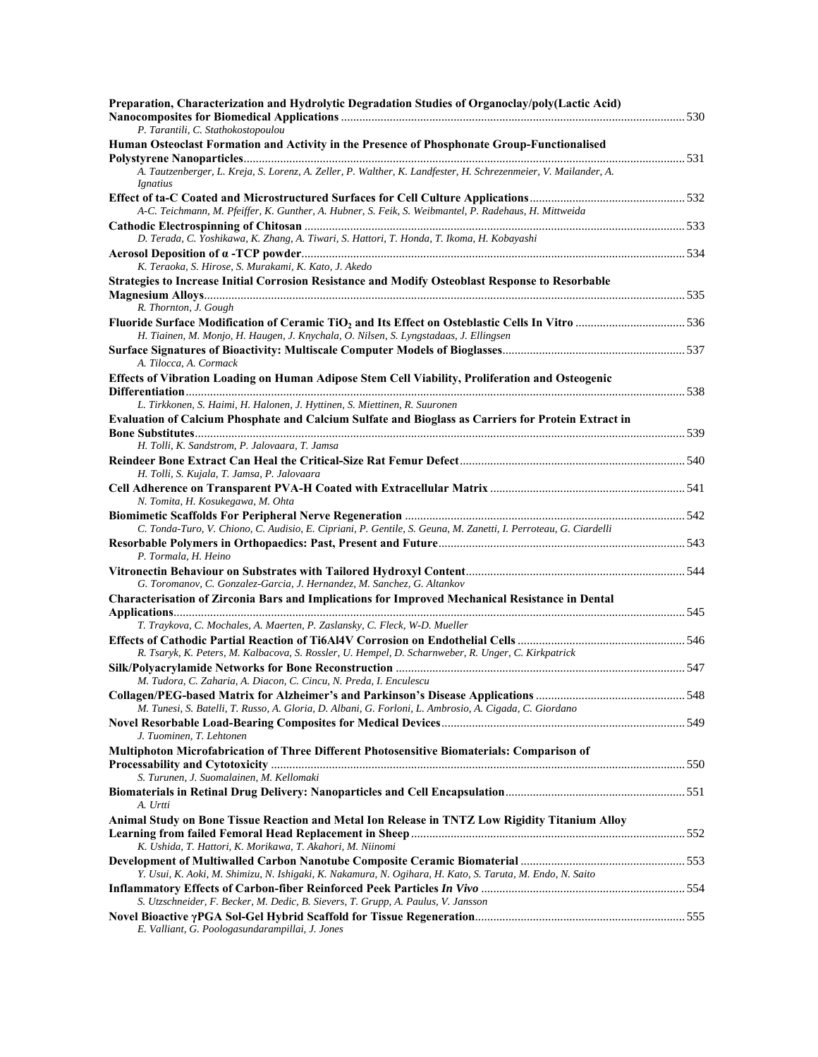**Preparation, Characterization and Hydrolytic Degradation Studies of Organoclay/poly(Lactic Acid) Nanocomposites for Biomedical Applications** ... 530
*P. Tarantili, C. Stathokostopoulou*

**Human Osteoclast Formation and Activity in the Presence of Phosphonate Group-Functionalised Polystyrene Nanoparticles** ... 531
*A. Tautzenberger, L. Kreja, S. Lorenz, A. Zeller, P. Walther, K. Landfester, H. Schrezenmeier, V. Mailander, A. Ignatius*

**Effect of ta-C Coated and Microstructured Surfaces for Cell Culture Applications** ... 532
*A-C. Teichmann, M. Pfeiffer, K. Gunther, A. Hubner, S. Feik, S. Weibmantel, P. Radehaus, H. Mittweida*

**Cathodic Electrospinning of Chitosan** ... 533
*D. Terada, C. Yoshikawa, K. Zhang, A. Tiwari, S. Hattori, T. Honda, T. Ikoma, H. Kobayashi*

**Aerosol Deposition of α -TCP powder** ... 534
*K. Teraoka, S. Hirose, S. Murakami, K. Kato, J. Akedo*

**Strategies to Increase Initial Corrosion Resistance and Modify Osteoblast Response to Resorbable Magnesium Alloys** ... 535
*R. Thornton, J. Gough*

**Fluoride Surface Modification of Ceramic $TiO_2$ and Its Effect on Osteblastic Cells In Vitro** ... 536
*H. Tiainen, M. Monjo, H. Haugen, J. Knychala, O. Nilsen, S. Lyngstadaas, J. Ellingsen*

**Surface Signatures of Bioactivity: Multiscale Computer Models of Bioglasses** ... 537
*A. Tilocca, A. Cormack*

**Effects of Vibration Loading on Human Adipose Stem Cell Viability, Proliferation and Osteogenic Differentiation** ... 538
*L. Tirkkonen, S. Haimi, H. Halonen, J. Hyttinen, S. Miettinen, R. Suuronen*

**Evaluation of Calcium Phosphate and Calcium Sulfate and Bioglass as Carriers for Protein Extract in Bone Substitutes** ... 539
*H. Tolli, K. Sandstrom, P. Jalovaara, T. Jamsa*

**Reindeer Bone Extract Can Heal the Critical-Size Rat Femur Defect** ... 540
*H. Tolli, S. Kujala, T. Jamsa, P. Jalovaara*

**Cell Adherence on Transparent PVA-H Coated with Extracellular Matrix** ... 541
*N. Tomita, H. Kosukegawa, M. Ohta*

**Biomimetic Scaffolds For Peripheral Nerve Regeneration** ... 542
*C. Tonda-Turo, V. Chiono, C. Audisio, E. Cipriani, P. Gentile, S. Geuna, M. Zanetti, I. Perroteau, G. Ciardelli*

**Resorbable Polymers in Orthopaedics: Past, Present and Future** ... 543
*P. Tormala, H. Heino*

**Vitronectin Behaviour on Substrates with Tailored Hydroxyl Content** ... 544
*G. Toromanov, C. Gonzalez-Garcia, J. Hernandez, M. Sanchez, G. Altankov*

**Characterisation of Zirconia Bars and Implications for Improved Mechanical Resistance in Dental Applications** ... 545
*T. Traykova, C. Mochales, A. Maerten, P. Zaslansky, C. Fleck, W-D. Mueller*

**Effects of Cathodic Partial Reaction of Ti6Al4V Corrosion on Endothelial Cells** ... 546
*R. Tsaryk, K. Peters, M. Kalbacova, S. Rossler, U. Hempel, D. Scharnweber, R. Unger, C. Kirkpatrick*

**Silk/Polyacrylamide Networks for Bone Reconstruction** ... 547
*M. Tudora, C. Zaharia, A. Diacon, C. Cincu, N. Preda, I. Enculescu*

**Collagen/PEG-based Matrix for Alzheimer's and Parkinson's Disease Applications** ... 548
*M. Tunesi, S. Batelli, T. Russo, A. Gloria, D. Albani, G. Forloni, L. Ambrosio, A. Cigada, C. Giordano*

**Novel Resorbable Load-Bearing Composites for Medical Devices** ... 549
*J. Tuominen, T. Lehtonen*

**Multiphoton Microfabrication of Three Different Photosensitive Biomaterials: Comparison of Processability and Cytotoxicity** ... 550
*S. Turunen, J. Suomalainen, M. Kellomaki*

**Biomaterials in Retinal Drug Delivery: Nanoparticles and Cell Encapsulation** ... 551
*A. Urtti*

**Animal Study on Bone Tissue Reaction and Metal Ion Release in TNTZ Low Rigidity Titanium Alloy Learning from failed Femoral Head Replacement in Sheep** ... 552
*K. Ushida, T. Hattori, K. Morikawa, T. Akahori, M. Niinomi*

**Development of Multiwalled Carbon Nanotube Composite Ceramic Biomaterial** ... 553
*Y. Usui, K. Aoki, M. Shimizu, N. Ishigaki, K. Nakamura, N. Ogihara, H. Kato, S. Taruta, M. Endo, N. Saito*

**Inflammatory Effects of Carbon-fiber Reinforced Peek Particles *In Vivo*** ... 554
*S. Utzschneider, F. Becker, M. Dedic, B. Sievers, T. Grupp, A. Paulus, V. Jansson*

**Novel Bioactive γPGA Sol-Gel Hybrid Scaffold for Tissue Regeneration** ... 555
*E. Valliant, G. Poologasundarampillai, J. Jones*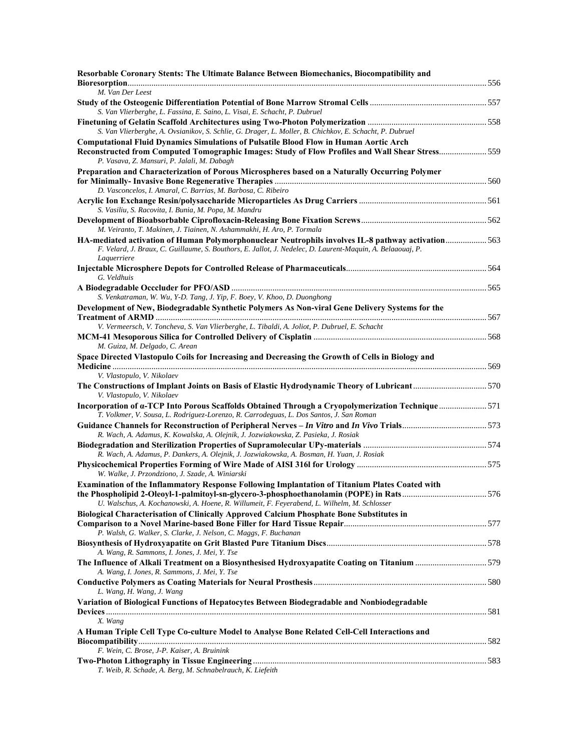**Resorbable Coronary Stents: The Ultimate Balance Between Biomechanics, Biocompatibility and Bioresorption** ..... 556
*M. Van Der Leest*

**Study of the Osteogenic Differentiation Potential of Bone Marrow Stromal Cells** ..... 557
*S. Van Vlierberghe, L. Fassina, E. Saino, L. Visai, E. Schacht, P. Dubruel*

**Finetuning of Gelatin Scaffold Architectures using Two-Photon Polymerization** ..... 558
*S. Van Vlierberghe, A. Ovsianikov, S. Schlie, G. Drager, L. Moller, B. Chichkov, E. Schacht, P. Dubruel*

**Computational Fluid Dynamics Simulations of Pulsatile Blood Flow in Human Aortic Arch Reconstructed from Computed Tomographic Images: Study of Flow Profiles and Wall Shear Stress** ..... 559
*P. Vasava, Z. Mansuri, P. Jalali, M. Dabagh*

**Preparation and Characterization of Porous Microspheres based on a Naturally Occurring Polymer for Minimally- Invasive Bone Regenerative Therapies** ..... 560
*D. Vasconcelos, I. Amaral, C. Barrias, M. Barbosa, C. Ribeiro*

**Acrylic Ion Exchange Resin/polysaccharide Microparticles As Drug Carriers** ..... 561
*S. Vasiliu, S. Racovita, I. Bunia, M. Popa, M. Mandru*

**Development of Bioabsorbable Ciprofloxacin-Releasing Bone Fixation Screws** ..... 562
*M. Veiranto, T. Makinen, J. Tiainen, N. Ashammakhi, H. Aro, P. Tormala*

**HA-mediated activation of Human Polymorphonuclear Neutrophils involves IL-8 pathway activation** ..... 563
*F. Velard, J. Braux, C. Guillaume, S. Bouthors, E. Jallot, J. Nedelec, D. Laurent-Maquin, A. Belaaouaj, P. Laquerriere*

**Injectable Microsphere Depots for Controlled Release of Pharmaceuticals** ..... 564
*G. Veldhuis*

**A Biodegradable Occcluder for PFO/ASD** ..... 565
*S. Venkatraman, W. Wu, Y-D. Tang, J. Yip, F. Boey, V. Khoo, D. Duonghong*

**Development of New, Biodegradable Synthetic Polymers As Non-viral Gene Delivery Systems for the Treatment of ARMD** ..... 567
*V. Vermeersch, V. Toncheva, S. Van Vlierberghe, L. Tibaldi, A. Joliot, P. Dubruel, E. Schacht*

**MCM-41 Mesoporous Silica for Controlled Delivery of Cisplatin** ..... 568
*M. Guiza, M. Delgado, C. Arean*

**Space Directed Vlastopulo Coils for Increasing and Decreasing the Growth of Cells in Biology and Medicine** ..... 569
*V. Vlastopulo, V. Nikolaev*

**The Constructions of Implant Joints on Basis of Elastic Hydrodynamic Theory of Lubricant** ..... 570
*V. Vlastopulo, V. Nikolaev*

**Incorporation of α-TCP Into Porous Scaffolds Obtained Through a Cryopolymerization Technique** ..... 571
*T. Volkmer, V. Sousa, L. Rodriguez-Lorenzo, R. Carrodeguas, L. Dos Santos, J. San Roman*

**Guidance Channels for Reconstruction of Peripheral Nerves – *In Vitro* and *In Vivo* Trials** ..... 573
*R. Wach, A. Adamus, K. Kowalska, A. Olejnik, J. Jozwiakowska, Z. Pasieka, J. Rosiak*

**Biodegradation and Sterilization Properties of Supramolecular UPy-materials** ..... 574
*R. Wach, A. Adamus, P. Dankers, A. Olejnik, J. Jozwiakowska, A. Bosman, H. Yuan, J. Rosiak*

**Physicochemical Properties Forming of Wire Made of AISI 316l for Urology** ..... 575
*W. Walke, J. Przondziono, J. Szade, A. Winiarski*

**Examination of the Inflammatory Response Following Implantation of Titanium Plates Coated with the Phospholipid 2-Oleoyl-1-palmitoyl-sn-glycero-3-phosphoethanolamin (POPE) in Rats** ..... 576
*U. Walschus, A. Kochanowski, A. Hoene, R. Willumeit, F. Feyerabend, L. Wilhelm, M. Schlosser*

**Biological Characterisation of Clinically Approved Calcium Phosphate Bone Substitutes in Comparison to a Novel Marine-based Bone Filler for Hard Tissue Repair** ..... 577
*P. Walsh, G. Walker, S. Clarke, J. Nelson, C. Maggs, F. Buchanan*

**Biosynthesis of Hydroxyapatite on Grit Blasted Pure Titanium Discs** ..... 578
*A. Wang, R. Sammons, I. Jones, J. Mei, Y. Tse*

**The Influence of Alkali Treatment on a Biosynthesised Hydroxyapatite Coating on Titanium** ..... 579
*A. Wang, I. Jones, R. Sammons, J. Mei, Y. Tse*

**Conductive Polymers as Coating Materials for Neural Prosthesis** ..... 580
*L. Wang, H. Wang, J. Wang*

**Variation of Biological Functions of Hepatocytes Between Biodegradable and Nonbiodegradable Devices** ..... 581
*X. Wang*

**A Human Triple Cell Type Co-culture Model to Analyse Bone Related Cell-Cell Interactions and Biocompatibility** ..... 582
*F. Wein, C. Brose, J-P. Kaiser, A. Bruinink*

**Two-Photon Lithography in Tissue Engineering** ..... 583
*T. Weiß, R. Schade, A. Berg, M. Schnabelrauch, K. Liefeith*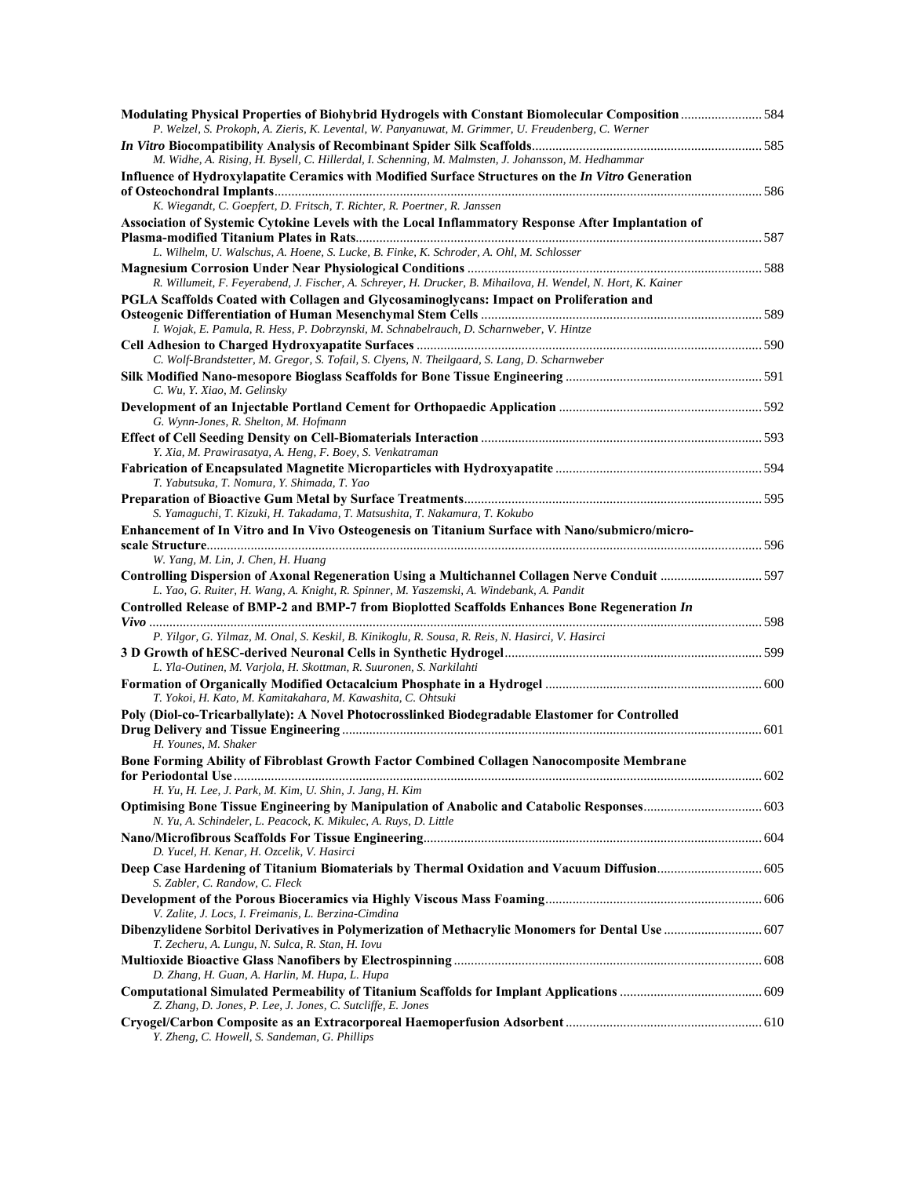**Modulating Physical Properties of Biohybrid Hydrogels with Constant Biomolecular Composition** ........................ 584
*P. Welzel, S. Prokoph, A. Zieris, K. Levental, W. Panyanuwat, M. Grimmer, U. Freudenberg, C. Werner*

***In Vitro* Biocompatibility Analysis of Recombinant Spider Silk Scaffolds** ................................................................... 585
*M. Widhe, A. Rising, H. Bysell, C. Hillerdal, I. Schenning, M. Malmsten, J. Johansson, M. Hedhammar*

**Influence of Hydroxylapatite Ceramics with Modified Surface Structures on the *In Vitro* Generation of Osteochondral Implants** ............................................................................................................................................. 586
*K. Wiegandt, C. Goepfert, D. Fritsch, T. Richter, R. Poertner, R. Janssen*

**Association of Systemic Cytokine Levels with the Local Inflammatory Response After Implantation of Plasma-modified Titanium Plates in Rats** ...................................................................................................................... 587
*L. Wilhelm, U. Walschus, A. Hoene, S. Lucke, B. Finke, K. Schroder, A. Ohl, M. Schlosser*

**Magnesium Corrosion Under Near Physiological Conditions** ...................................................................................... 588
*R. Willumeit, F. Feyerabend, J. Fischer, A. Schreyer, H. Drucker, B. Mihailova, H. Wendel, N. Hort, K. Kainer*

**PGLA Scaffolds Coated with Collagen and Glycosaminoglycans: Impact on Proliferation and Osteogenic Differentiation of Human Mesenchymal Stem Cells** .................................................................................. 589
*I. Wojak, E. Pamula, R. Hess, P. Dobrzynski, M. Schnabelrauch, D. Scharnweber, V. Hintze*

**Cell Adhesion to Charged Hydroxyapatite Surfaces** ...................................................................................................... 590
*C. Wolf-Brandstetter, M. Gregor, S. Tofail, S. Clyens, N. Theilgaard, S. Lang, D. Scharnweber*

**Silk Modified Nano-mesopore Bioglass Scaffolds for Bone Tissue Engineering** ......................................................... 591
*C. Wu, Y. Xiao, M. Gelinsky*

**Development of an Injectable Portland Cement for Orthopaedic Application** ........................................................... 592
*G. Wynn-Jones, R. Shelton, M. Hofmann*

**Effect of Cell Seeding Density on Cell-Biomaterials Interaction** .................................................................................. 593
*Y. Xia, M. Prawirasatya, A. Heng, F. Boey, S. Venkatraman*

**Fabrication of Encapsulated Magnetite Microparticles with Hydroxyapatite** ............................................................ 594
*T. Yabutsuka, T. Nomura, Y. Shimada, T. Yao*

**Preparation of Bioactive Gum Metal by Surface Treatments** ....................................................................................... 595
*S. Yamaguchi, T. Kizuki, H. Takadama, T. Matsushita, T. Nakamura, T. Kokubo*

**Enhancement of In Vitro and In Vivo Osteogenesis on Titanium Surface with Nano/submicro/micro-scale Structure** ................................................................................................................................................................... 596
*W. Yang, M. Lin, J. Chen, H. Huang*

**Controlling Dispersion of Axonal Regeneration Using a Multichannel Collagen Nerve Conduit** .............................. 597
*L. Yao, G. Ruiter, H. Wang, A. Knight, R. Spinner, M. Yaszemski, A. Windebank, A. Pandit*

**Controlled Release of BMP-2 and BMP-7 from Bioplotted Scaffolds Enhances Bone Regeneration *In Vivo*** ................................................................................................................................................................................. 598
*P. Yilgor, G. Yilmaz, M. Onal, S. Keskil, B. Kinikoglu, R. Sousa, R. Reis, N. Hasirci, V. Hasirci*

**3 D Growth of hESC-derived Neuronal Cells in Synthetic Hydrogel** ........................................................................... 599
*L. Yla-Outinen, M. Varjola, H. Skottman, R. Suuronen, S. Narkilahti*

**Formation of Organically Modified Octacalcium Phosphate in a Hydrogel** ............................................................... 600
*T. Yokoi, H. Kato, M. Kamitakahara, M. Kawashita, C. Ohtsuki*

**Poly (Diol-co-Tricarballylate): A Novel Photocrosslinked Biodegradable Elastomer for Controlled Drug Delivery and Tissue Engineering** .......................................................................................................................... 601
*H. Younes, M. Shaker*

**Bone Forming Ability of Fibroblast Growth Factor Combined Collagen Nanocomposite Membrane for Periodontal Use** ......................................................................................................................................................... 602
*H. Yu, H. Lee, J. Park, M. Kim, U. Shin, J. Jang, H. Kim*

**Optimising Bone Tissue Engineering by Manipulation of Anabolic and Catabolic Responses** .................................. 603
*N. Yu, A. Schindeler, L. Peacock, K. Mikulec, A. Ruys, D. Little*

**Nano/Microfibrous Scaffolds For Tissue Engineering** .................................................................................................. 604
*D. Yucel, H. Kenar, H. Ozcelik, V. Hasirci*

**Deep Case Hardening of Titanium Biomaterials by Thermal Oxidation and Vacuum Diffusion** .............................. 605
*S. Zabler, C. Randow, C. Fleck*

**Development of the Porous Bioceramics via Highly Viscous Mass Foaming** ............................................................... 606
*V. Zalite, J. Locs, I. Freimanis, L. Berzina-Cimdina*

**Dibenzylidene Sorbitol Derivatives in Polymerization of Methacrylic Monomers for Dental Use** ............................ 607
*T. Zecheru, A. Lungu, N. Sulca, R. Stan, H. Iovu*

**Multioxide Bioactive Glass Nanofibers by Electrospinning** .......................................................................................... 608
*D. Zhang, H. Guan, A. Harlin, M. Hupa, L. Hupa*

**Computational Simulated Permeability of Titanium Scaffolds for Implant Applications** ......................................... 609
*Z. Zhang, D. Jones, P. Lee, J. Jones, C. Sutcliffe, E. Jones*

**Cryogel/Carbon Composite as an Extracorporeal Haemoperfusion Adsorbent** ......................................................... 610
*Y. Zheng, C. Howell, S. Sandeman, G. Phillips*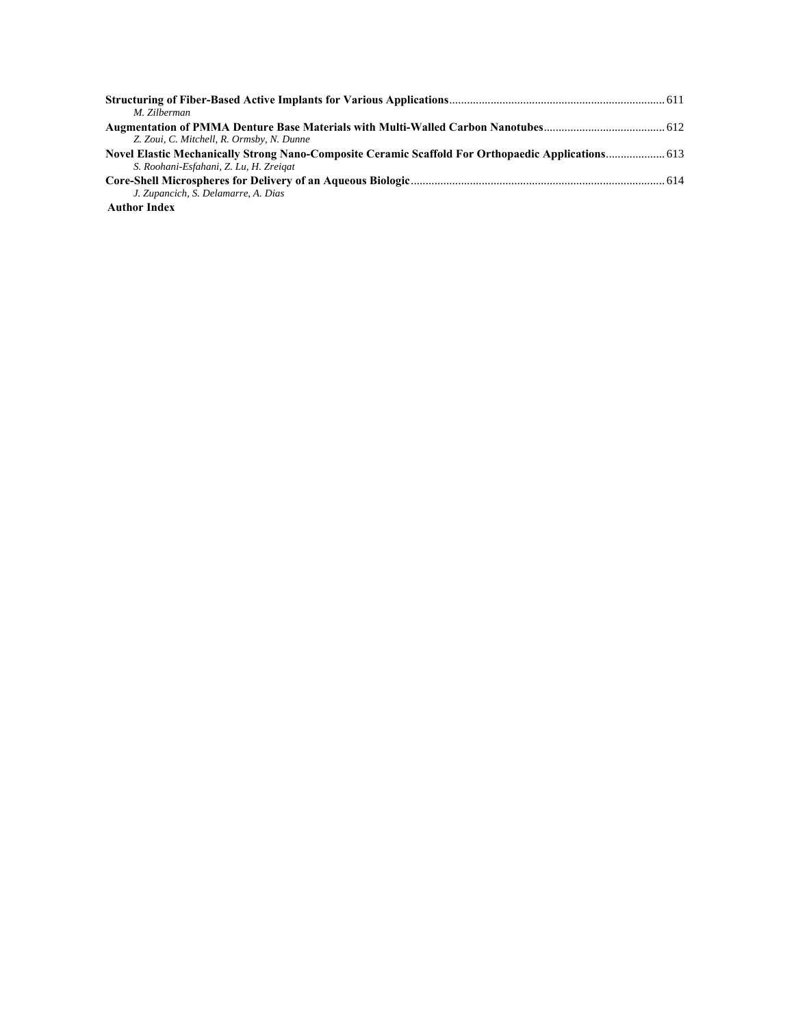**Structuring of Fiber-Based Active Implants for Various Applications**........................................................................ 611
*M. Zilberman*

**Augmentation of PMMA Denture Base Materials with Multi-Walled Carbon Nanotubes**......................................... 612
*Z. Zoui, C. Mitchell, R. Ormsby, N. Dunne*

**Novel Elastic Mechanically Strong Nano-Composite Ceramic Scaffold For Orthopaedic Applications**.................... 613
*S. Roohani-Esfahani, Z. Lu, H. Zreiqat*

**Core-Shell Microspheres for Delivery of an Aqueous Biologic**..................................................................................... 614
*J. Zupancich, S. Delamarre, A. Dias*

**Author Index**